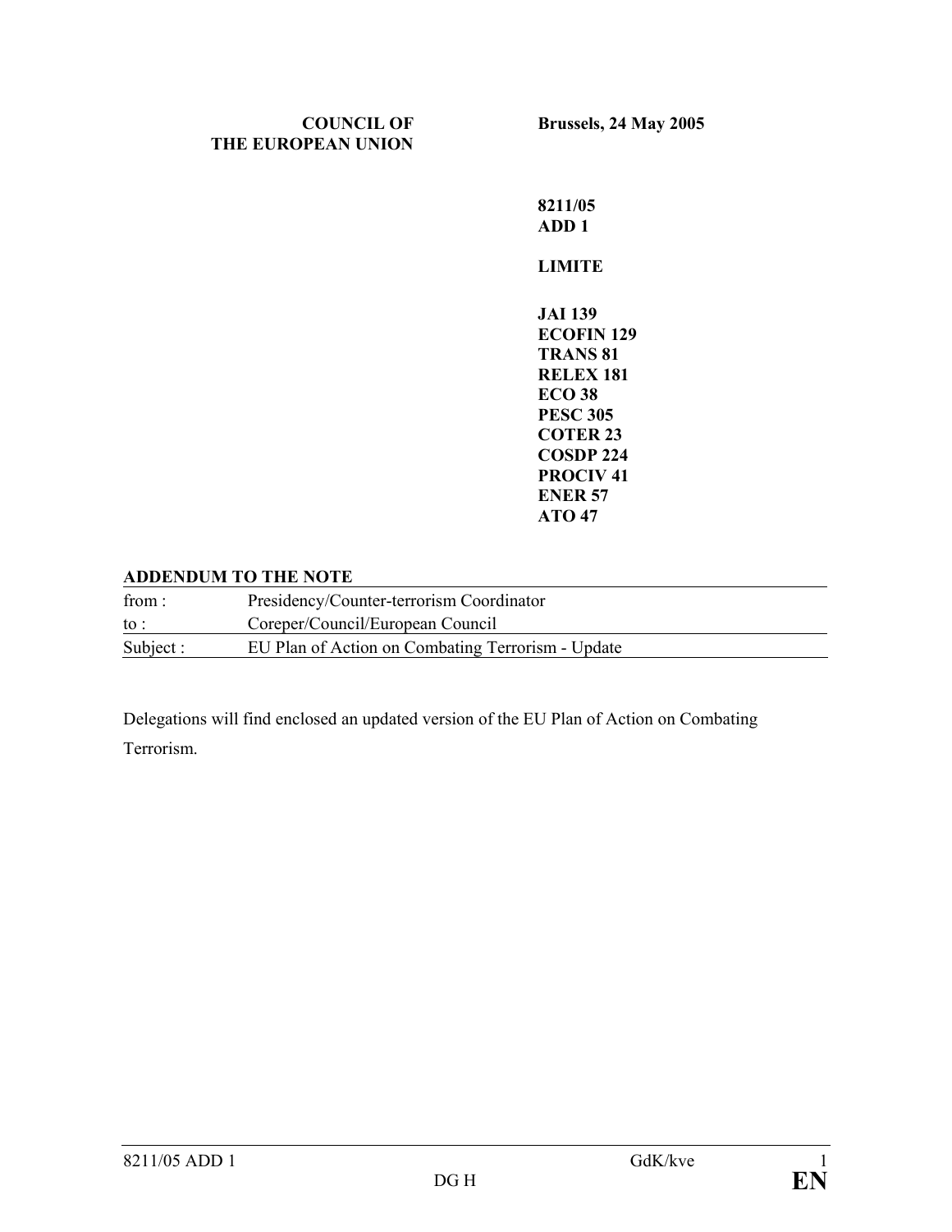**COUNCIL OF THE EUROPEAN UNION**

**Brussels, 24 May 2005**

**8211/05**
**ADD 1**

**LIMITE**

**JAI 139**
**ECOFIN 129**
**TRANS 81**
**RELEX 181**
**ECO 38**
**PESC 305**
**COTER 23**
**COSDP 224**
**PROCIV 41**
**ENER 57**
**ATO 47**

**ADDENDUM TO THE NOTE**

| | |
|---|---|
| from : | Presidency/Counter-terrorism Coordinator |
| to : | Coreper/Council/European Council |
| Subject : | EU Plan of Action on Combating Terrorism - Update |

Delegations will find enclosed an updated version of the EU Plan of Action on Combating Terrorism.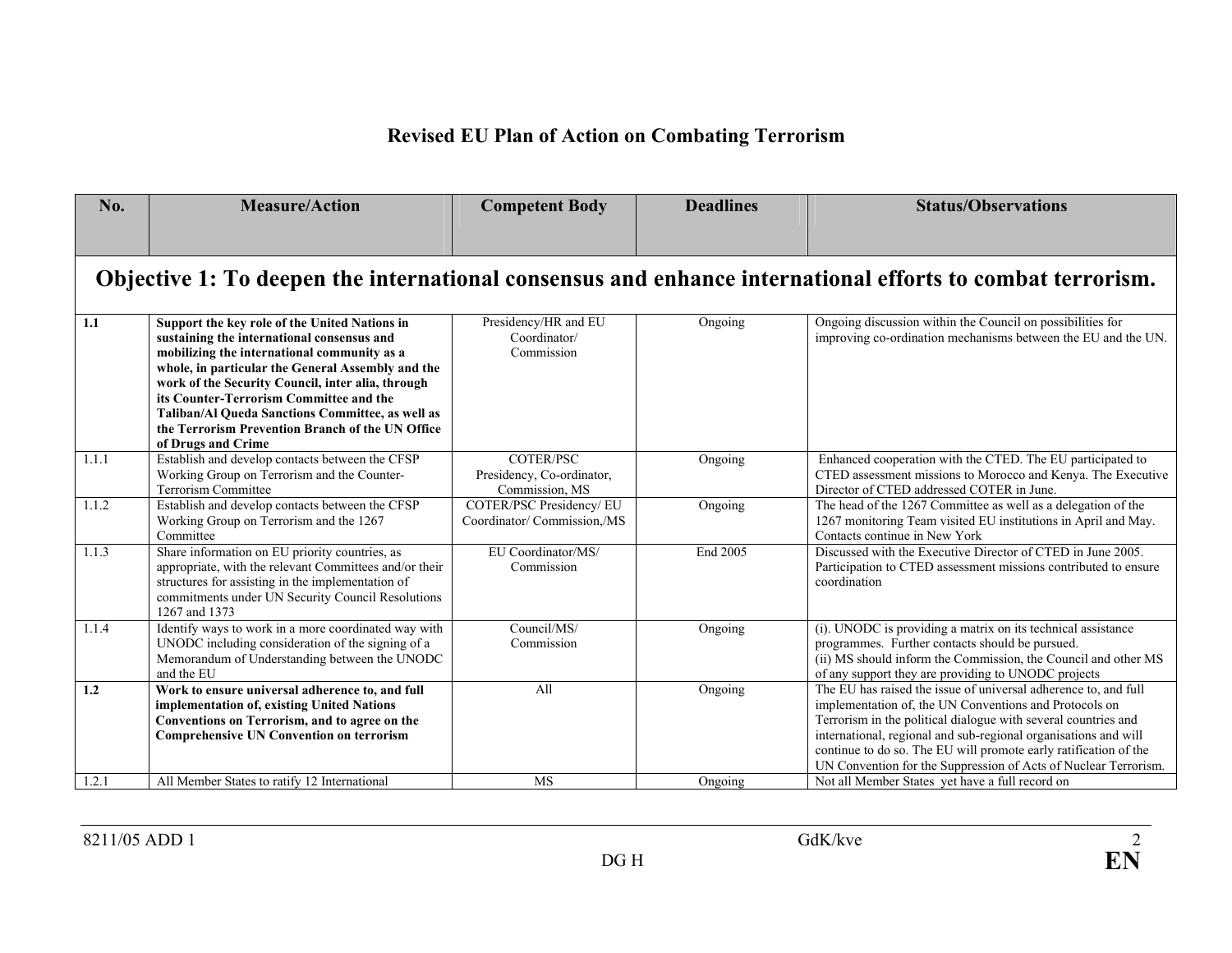# Revised EU Plan of Action on Combating Terrorism

| No. | Measure/Action | Competent Body | Deadlines | Status/Observations |
|---|---|---|---|---|
| **Objective 1: To deepen the international consensus and enhance international efforts to combat terrorism.** | | | | |
| **1.1** | **Support the key role of the United Nations in sustaining the international consensus and mobilizing the international community as a whole, in particular the General Assembly and the work of the Security Council, inter alia, through its Counter-Terrorism Committee and the Taliban/Al Queda Sanctions Committee, as well as the Terrorism Prevention Branch of the UN Office of Drugs and Crime** | Presidency/HR and EU Coordinator/ Commission | Ongoing | Ongoing discussion within the Council on possibilities for improving co-ordination mechanisms between the EU and the UN. |
| 1.1.1 | Establish and develop contacts between the CFSP Working Group on Terrorism and the Counter-Terrorism Committee | COTER/PSC Presidency, Co-ordinator, Commission, MS | Ongoing | Enhanced cooperation with the CTED. The EU participated to CTED assessment missions to Morocco and Kenya. The Executive Director of CTED addressed COTER in June. |
| 1.1.2 | Establish and develop contacts between the CFSP Working Group on Terrorism and the 1267 Committee | COTER/PSC Presidency/ EU Coordinator/ Commission,/MS | Ongoing | The head of the 1267 Committee as well as a delegation of the 1267 monitoring Team visited EU institutions in April and May. Contacts continue in New York |
| 1.1.3 | Share information on EU priority countries, as appropriate, with the relevant Committees and/or their structures for assisting in the implementation of commitments under UN Security Council Resolutions 1267 and 1373 | EU Coordinator/MS/ Commission | End 2005 | Discussed with the Executive Director of CTED in June 2005. Participation to CTED assessment missions contributed to ensure coordination |
| 1.1.4 | Identify ways to work in a more coordinated way with UNODC including consideration of the signing of a Memorandum of Understanding between the UNODC and the EU | Council/MS/ Commission | Ongoing | (i). UNODC is providing a matrix on its technical assistance programmes. Further contacts should be pursued.<br>(ii) MS should inform the Commission, the Council and other MS of any support they are providing to UNODC projects |
| **1.2** | **Work to ensure universal adherence to, and full implementation of, existing United Nations Conventions on Terrorism, and to agree on the Comprehensive UN Convention on terrorism** | All | Ongoing | The EU has raised the issue of universal adherence to, and full implementation of, the UN Conventions and Protocols on Terrorism in the political dialogue with several countries and international, regional and sub-regional organisations and will continue to do so. The EU will promote early ratification of the UN Convention for the Suppression of Acts of Nuclear Terrorism. |
| 1.2.1 | All Member States to ratify 12 International | MS | Ongoing | Not all Member States yet have a full record on |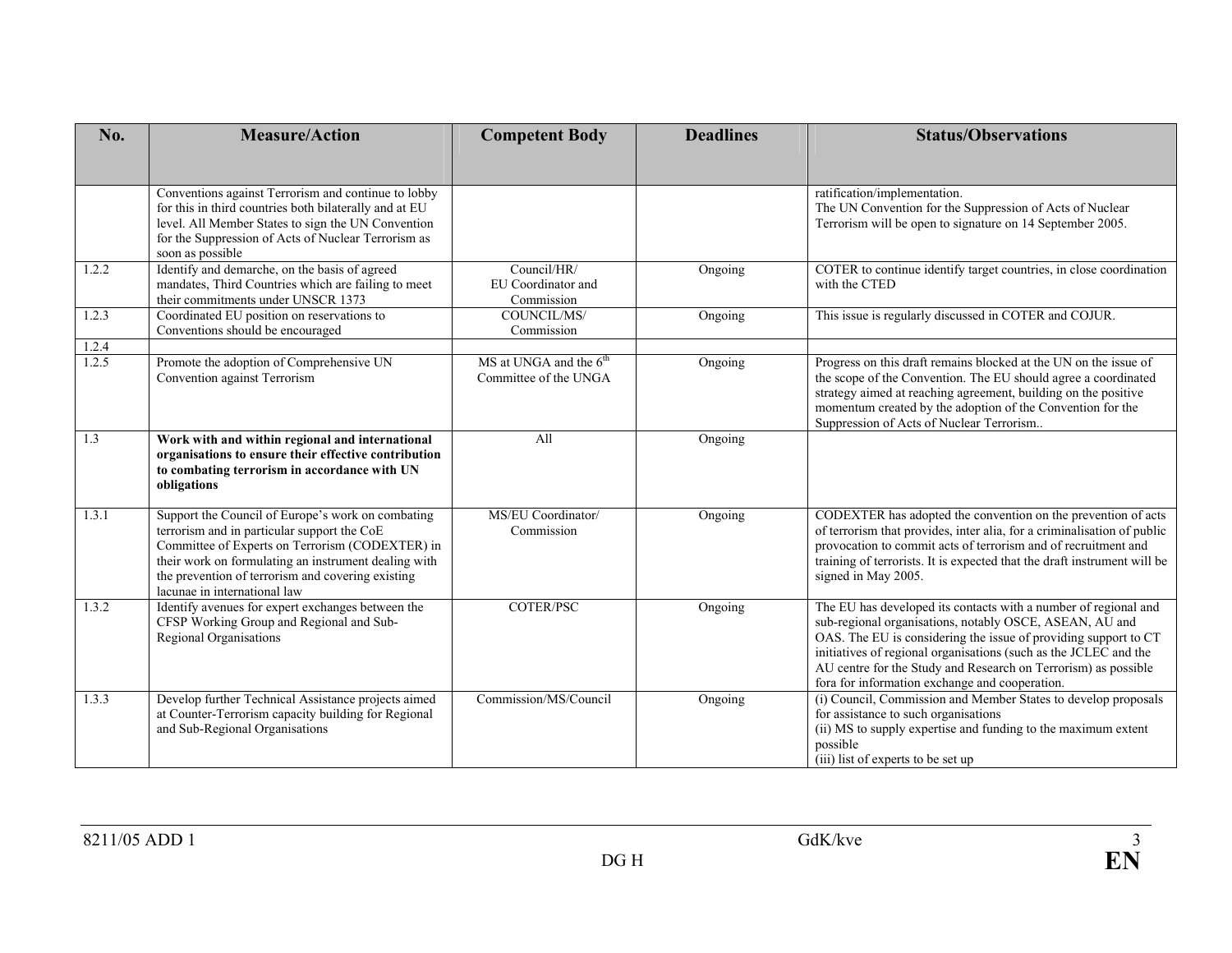| No. | Measure/Action | Competent Body | Deadlines | Status/Observations |
| --- | --- | --- | --- | --- |
| | Conventions against Terrorism and continue to lobby for this in third countries both bilaterally and at EU level. All Member States to sign the UN Convention for the Suppression of Acts of Nuclear Terrorism as soon as possible | | | ratification/implementation. The UN Convention for the Suppression of Acts of Nuclear Terrorism will be open to signature on 14 September 2005. |
| 1.2.2 | Identify and demarche, on the basis of agreed mandates, Third Countries which are failing to meet their commitments under UNSCR 1373 | Council/HR/ EU Coordinator and Commission | Ongoing | COTER to continue identify target countries, in close coordination with the CTED |
| 1.2.3 | Coordinated EU position on reservations to Conventions should be encouraged | COUNCIL/MS/ Commission | Ongoing | This issue is regularly discussed in COTER and COJUR. |
| 1.2.4 | | | | |
| 1.2.5 | Promote the adoption of Comprehensive UN Convention against Terrorism | MS at UNGA and the 6th Committee of the UNGA | Ongoing | Progress on this draft remains blocked at the UN on the issue of the scope of the Convention. The EU should agree a coordinated strategy aimed at reaching agreement, building on the positive momentum created by the adoption of the Convention for the Suppression of Acts of Nuclear Terrorism.. |
| 1.3 | **Work with and within regional and international organisations to ensure their effective contribution to combating terrorism in accordance with UN obligations** | All | Ongoing | |
| 1.3.1 | Support the Council of Europe's work on combating terrorism and in particular support the CoE Committee of Experts on Terrorism (CODEXTER) in their work on formulating an instrument dealing with the prevention of terrorism and covering existing lacunae in international law | MS/EU Coordinator/ Commission | Ongoing | CODEXTER has adopted the convention on the prevention of acts of terrorism that provides, inter alia, for a criminalisation of public provocation to commit acts of terrorism and of recruitment and training of terrorists. It is expected that the draft instrument will be signed in May 2005. |
| 1.3.2 | Identify avenues for expert exchanges between the CFSP Working Group and Regional and Sub-Regional Organisations | COTER/PSC | Ongoing | The EU has developed its contacts with a number of regional and sub-regional organisations, notably OSCE, ASEAN, AU and OAS. The EU is considering the issue of providing support to CT initiatives of regional organisations (such as the JCLEC and the AU centre for the Study and Research on Terrorism) as possible fora for information exchange and cooperation. |
| 1.3.3 | Develop further Technical Assistance projects aimed at Counter-Terrorism capacity building for Regional and Sub-Regional Organisations | Commission/MS/Council | Ongoing | (i) Council, Commission and Member States to develop proposals for assistance to such organisations<br>(ii) MS to supply expertise and funding to the maximum extent possible<br>(iii) list of experts to be set up |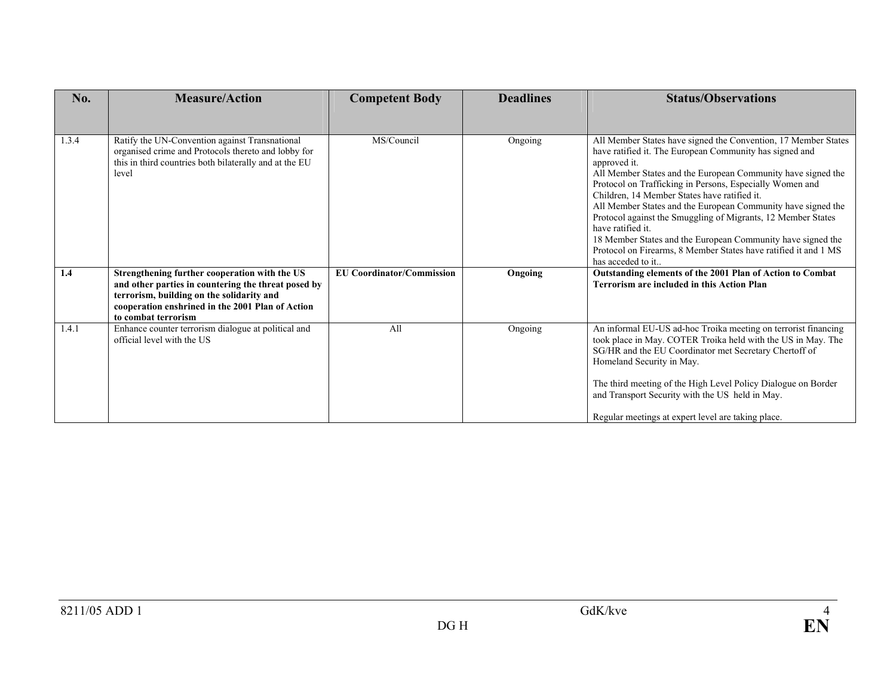| No. | Measure/Action | Competent Body | Deadlines | Status/Observations |
|---|---|---|---|---|
| 1.3.4 | Ratify the UN-Convention against Transnational organised crime and Protocols thereto and lobby for this in third countries both bilaterally and at the EU level | MS/Council | Ongoing | All Member States have signed the Convention, 17 Member States have ratified it. The European Community has signed and approved it.<br>All Member States and the European Community have signed the Protocol on Trafficking in Persons, Especially Women and Children, 14 Member States have ratified it.<br>All Member States and the European Community have signed the Protocol against the Smuggling of Migrants, 12 Member States have ratified it.<br>18 Member States and the European Community have signed the Protocol on Firearms, 8 Member States have ratified it and 1 MS has acceded to it.. |
| **1.4** | **Strengthening further cooperation with the US and other parties in countering the threat posed by terrorism, building on the solidarity and cooperation enshrined in the 2001 Plan of Action to combat terrorism** | **EU Coordinator/Commission** | **Ongoing** | **Outstanding elements of the 2001 Plan of Action to Combat Terrorism are included in this Action Plan** |
| 1.4.1 | Enhance counter terrorism dialogue at political and official level with the US | All | Ongoing | An informal EU-US ad-hoc Troika meeting on terrorist financing took place in May. COTER Troika held with the US in May. The SG/HR and the EU Coordinator met Secretary Chertoff of Homeland Security in May.<br><br>The third meeting of the High Level Policy Dialogue on Border and Transport Security with the US held in May.<br><br>Regular meetings at expert level are taking place. |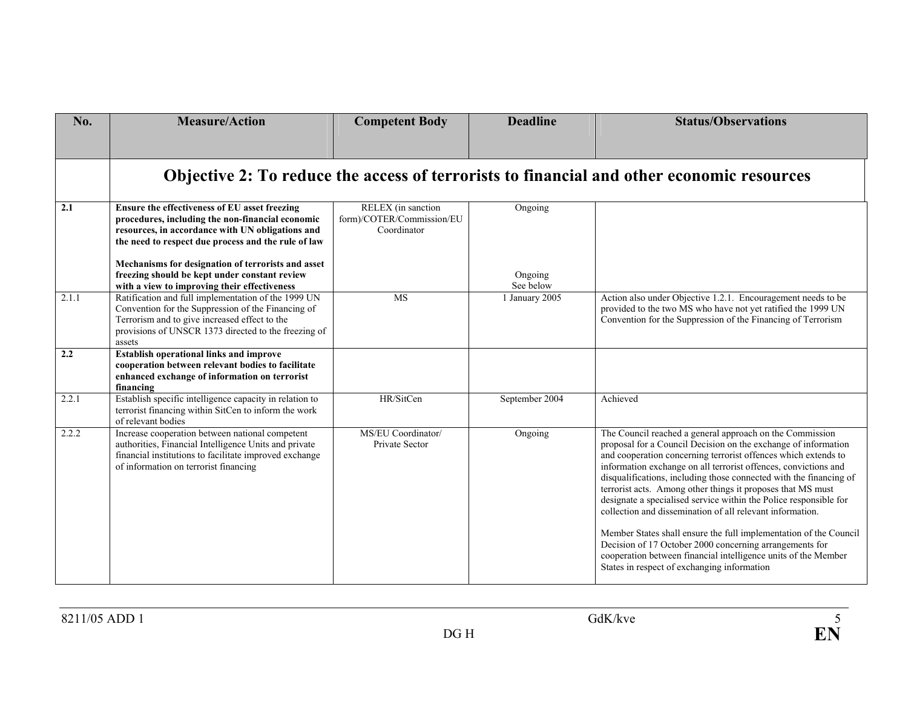| No. | Measure/Action | Competent Body | Deadline | Status/Observations |
|---|---|---|---|---|
| | **Objective 2: To reduce the access of terrorists to financial and other economic resources** | | | |
| **2.1** | **Ensure the effectiveness of EU asset freezing procedures, including the non-financial economic resources, in accordance with UN obligations and the need to respect due process and the rule of law**<br><br>**Mechanisms for designation of terrorists and asset freezing should be kept under constant review with a view to improving their effectiveness** | RELEX (in sanction form)/COTER/Commission/EU Coordinator | Ongoing<br><br>Ongoing<br>See below | |
| 2.1.1 | Ratification and full implementation of the 1999 UN Convention for the Suppression of the Financing of Terrorism and to give increased effect to the provisions of UNSCR 1373 directed to the freezing of assets | MS | 1 January 2005 | Action also under Objective 1.2.1. Encouragement needs to be provided to the two MS who have not yet ratified the 1999 UN Convention for the Suppression of the Financing of Terrorism |
| **2.2** | **Establish operational links and improve cooperation between relevant bodies to facilitate enhanced exchange of information on terrorist financing** | | | |
| 2.2.1 | Establish specific intelligence capacity in relation to terrorist financing within SitCen to inform the work of relevant bodies | HR/SitCen | September 2004 | Achieved |
| 2.2.2 | Increase cooperation between national competent authorities, Financial Intelligence Units and private financial institutions to facilitate improved exchange of information on terrorist financing | MS/EU Coordinator/ Private Sector | Ongoing | The Council reached a general approach on the Commission proposal for a Council Decision on the exchange of information and cooperation concerning terrorist offences which extends to information exchange on all terrorist offences, convictions and disqualifications, including those connected with the financing of terrorist acts. Among other things it proposes that MS must designate a specialised service within the Police responsible for collection and dissemination of all relevant information.<br><br>Member States shall ensure the full implementation of the Council Decision of 17 October 2000 concerning arrangements for cooperation between financial intelligence units of the Member States in respect of exchanging information |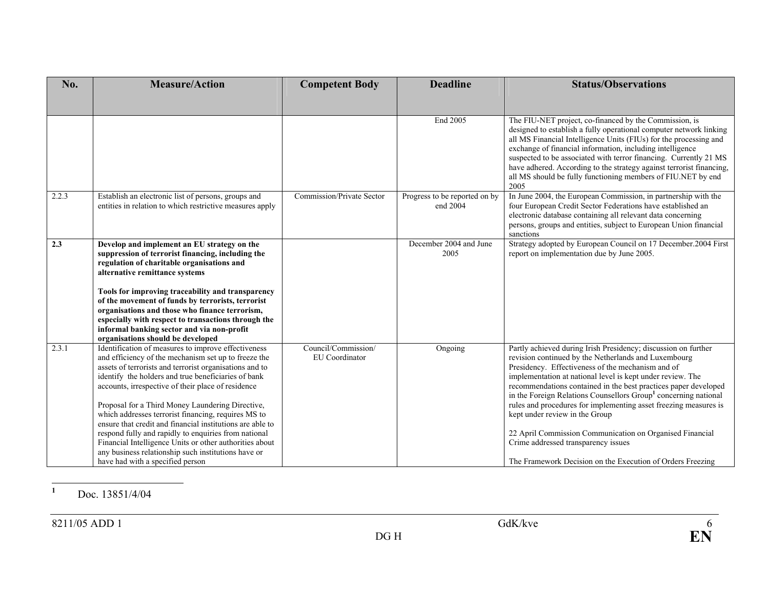| No. | Measure/Action | Competent Body | Deadline | Status/Observations |
|---|---|---|---|---|
| | | | End 2005 | The FIU-NET project, co-financed by the Commission, is designed to establish a fully operational computer network linking all MS Financial Intelligence Units (FIUs) for the processing and exchange of financial information, including intelligence suspected to be associated with terror financing. Currently 21 MS have adhered. According to the strategy against terrorist financing, all MS should be fully functioning members of FIU.NET by end 2005 |
| 2.2.3 | Establish an electronic list of persons, groups and entities in relation to which restrictive measures apply | Commission/Private Sector | Progress to be reported on by end 2004 | In June 2004, the European Commission, in partnership with the four European Credit Sector Federations have established an electronic database containing all relevant data concerning persons, groups and entities, subject to European Union financial sanctions |
| **2.3** | **Develop and implement an EU strategy on the suppression of terrorist financing, including the regulation of charitable organisations and alternative remittance systems**<br><br>**Tools for improving traceability and transparency of the movement of funds by terrorists, terrorist organisations and those who finance terrorism, especially with respect to transactions through the informal banking sector and via non-profit organisations should be developed** | | December 2004 and June 2005 | Strategy adopted by European Council on 17 December.2004 First report on implementation due by June 2005. |
| 2.3.1 | Identification of measures to improve effectiveness and efficiency of the mechanism set up to freeze the assets of terrorists and terrorist organisations and to identify the holders and true beneficiaries of bank accounts, irrespective of their place of residence<br><br>Proposal for a Third Money Laundering Directive, which addresses terrorist financing, requires MS to ensure that credit and financial institutions are able to respond fully and rapidly to enquiries from national Financial Intelligence Units or other authorities about any business relationship such institutions have or have had with a specified person | Council/Commission/ EU Coordinator | Ongoing | Partly achieved during Irish Presidency; discussion on further revision continued by the Netherlands and Luxembourg Presidency. Effectiveness of the mechanism and of implementation at national level is kept under review. The recommendations contained in the best practices paper developed in the Foreign Relations Counsellors Group[1] concerning national rules and procedures for implementing asset freezing measures is kept under review in the Group<br><br>22 April Commission Communication on Organised Financial Crime addressed transparency issues<br><br>The Framework Decision on the Execution of Orders Freezing |

[1] Doc. 13851/4/04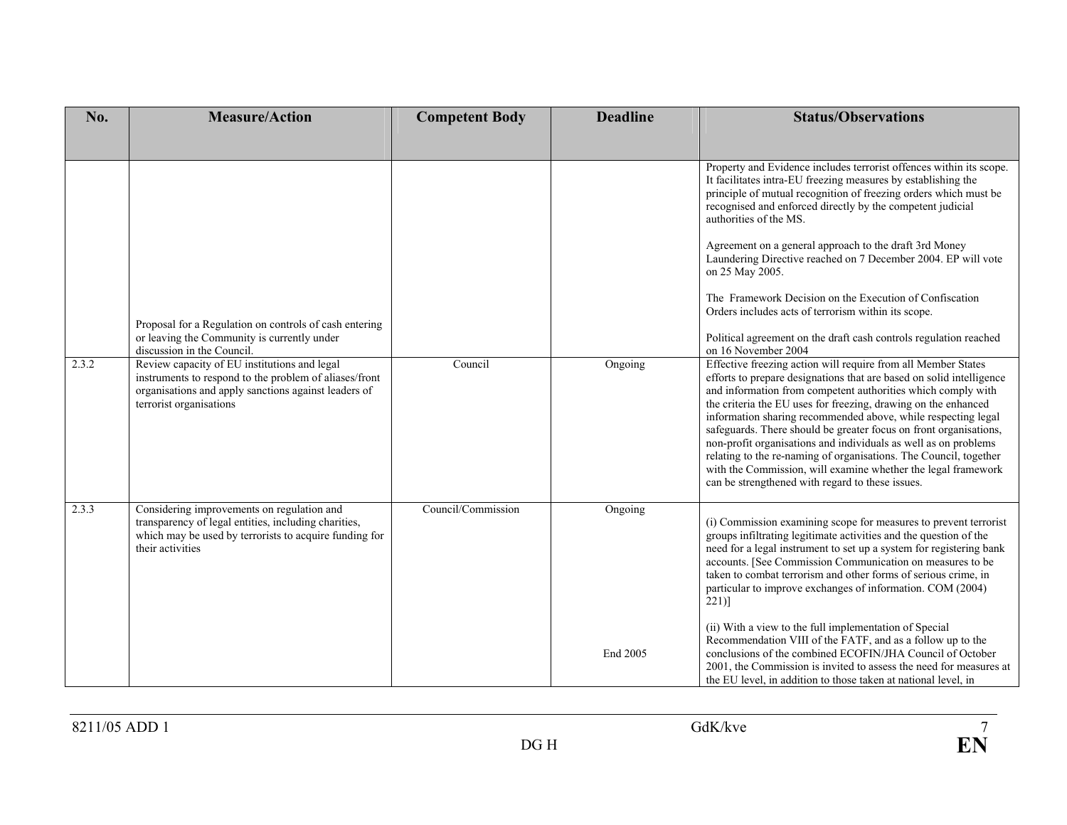| No. | Measure/Action | Competent Body | Deadline | Status/Observations |
|---|---|---|---|---|
| | Proposal for a Regulation on controls of cash entering or leaving the Community is currently under discussion in the Council. | | | Property and Evidence includes terrorist offences within its scope. It facilitates intra-EU freezing measures by establishing the principle of mutual recognition of freezing orders which must be recognised and enforced directly by the competent judicial authorities of the MS.<br><br>Agreement on a general approach to the draft 3rd Money Laundering Directive reached on 7 December 2004. EP will vote on 25 May 2005.<br><br>The Framework Decision on the Execution of Confiscation Orders includes acts of terrorism within its scope.<br><br>Political agreement on the draft cash controls regulation reached on 16 November 2004 |
| 2.3.2 | Review capacity of EU institutions and legal instruments to respond to the problem of aliases/front organisations and apply sanctions against leaders of terrorist organisations | Council | Ongoing | Effective freezing action will require from all Member States efforts to prepare designations that are based on solid intelligence and information from competent authorities which comply with the criteria the EU uses for freezing, drawing on the enhanced information sharing recommended above, while respecting legal safeguards. There should be greater focus on front organisations, non-profit organisations and individuals as well as on problems relating to the re-naming of organisations. The Council, together with the Commission, will examine whether the legal framework can be strengthened with regard to these issues. |
| 2.3.3 | Considering improvements on regulation and transparency of legal entities, including charities, which may be used by terrorists to acquire funding for their activities | Council/Commission | Ongoing<br><br><br><br><br><br><br><br>End 2005 | (i) Commission examining scope for measures to prevent terrorist groups infiltrating legitimate activities and the question of the need for a legal instrument to set up a system for registering bank accounts. [See Commission Communication on measures to be taken to combat terrorism and other forms of serious crime, in particular to improve exchanges of information. COM (2004) 221)]<br><br>(ii) With a view to the full implementation of Special Recommendation VIII of the FATF, and as a follow up to the conclusions of the combined ECOFIN/JHA Council of October 2001, the Commission is invited to assess the need for measures at the EU level, in addition to those taken at national level, in |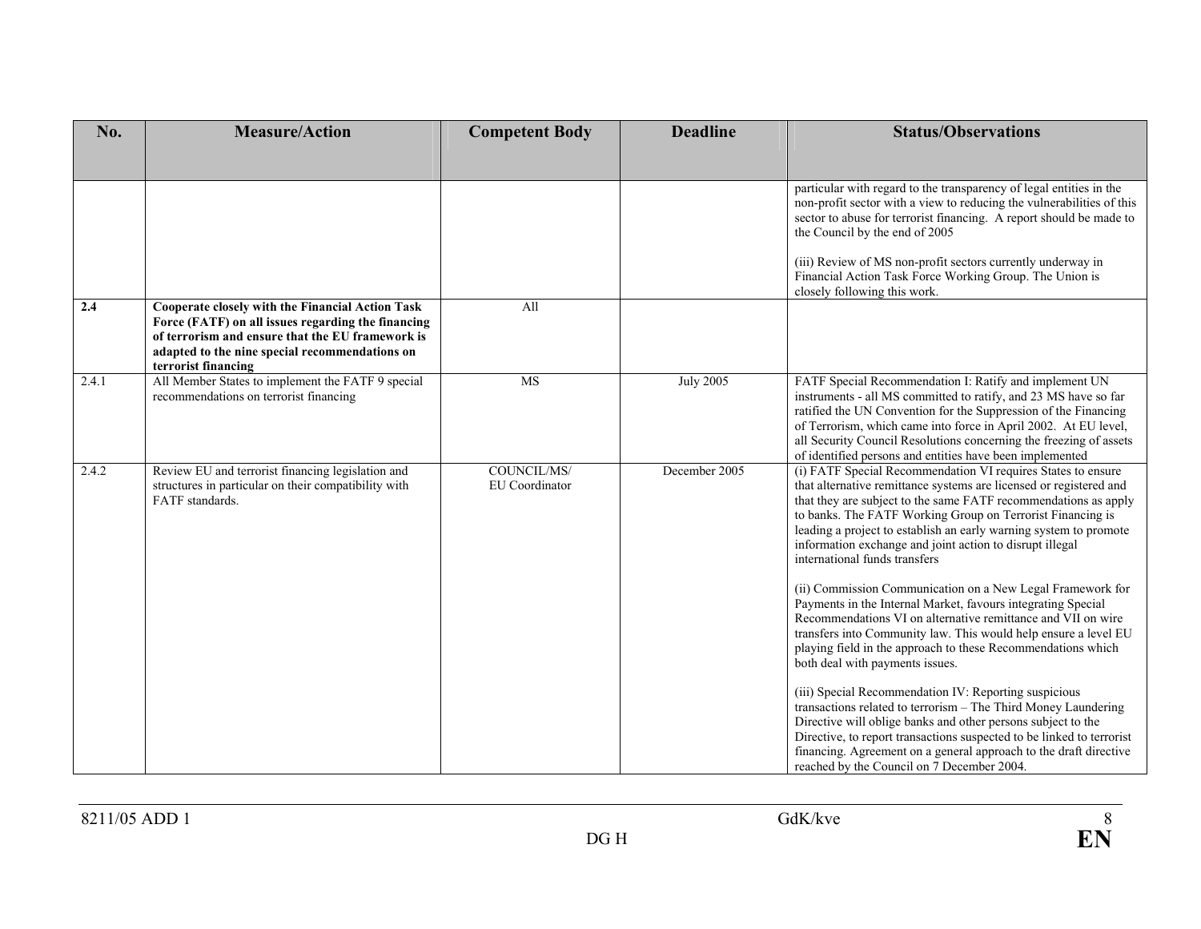| No. | Measure/Action | Competent Body | Deadline | Status/Observations |
|---|---|---|---|---|
| | | | | particular with regard to the transparency of legal entities in the non-profit sector with a view to reducing the vulnerabilities of this sector to abuse for terrorist financing. A report should be made to the Council by the end of 2005<br><br>(iii) Review of MS non-profit sectors currently underway in Financial Action Task Force Working Group. The Union is closely following this work. |
| **2.4** | **Cooperate closely with the Financial Action Task Force (FATF) on all issues regarding the financing of terrorism and ensure that the EU framework is adapted to the nine special recommendations on terrorist financing** | All | | |
| 2.4.1 | All Member States to implement the FATF 9 special recommendations on terrorist financing | MS | July 2005 | FATF Special Recommendation I: Ratify and implement UN instruments - all MS committed to ratify, and 23 MS have so far ratified the UN Convention for the Suppression of the Financing of Terrorism, which came into force in April 2002. At EU level, all Security Council Resolutions concerning the freezing of assets of identified persons and entities have been implemented |
| 2.4.2 | Review EU and terrorist financing legislation and structures in particular on their compatibility with FATF standards. | COUNCIL/MS/ EU Coordinator | December 2005 | (i) FATF Special Recommendation VI requires States to ensure that alternative remittance systems are licensed or registered and that they are subject to the same FATF recommendations as apply to banks. The FATF Working Group on Terrorist Financing is leading a project to establish an early warning system to promote information exchange and joint action to disrupt illegal international funds transfers<br><br>(ii) Commission Communication on a New Legal Framework for Payments in the Internal Market, favours integrating Special Recommendations VI on alternative remittance and VII on wire transfers into Community law. This would help ensure a level EU playing field in the approach to these Recommendations which both deal with payments issues.<br><br>(iii) Special Recommendation IV: Reporting suspicious transactions related to terrorism – The Third Money Laundering Directive will oblige banks and other persons subject to the Directive, to report transactions suspected to be linked to terrorist financing. Agreement on a general approach to the draft directive reached by the Council on 7 December 2004. |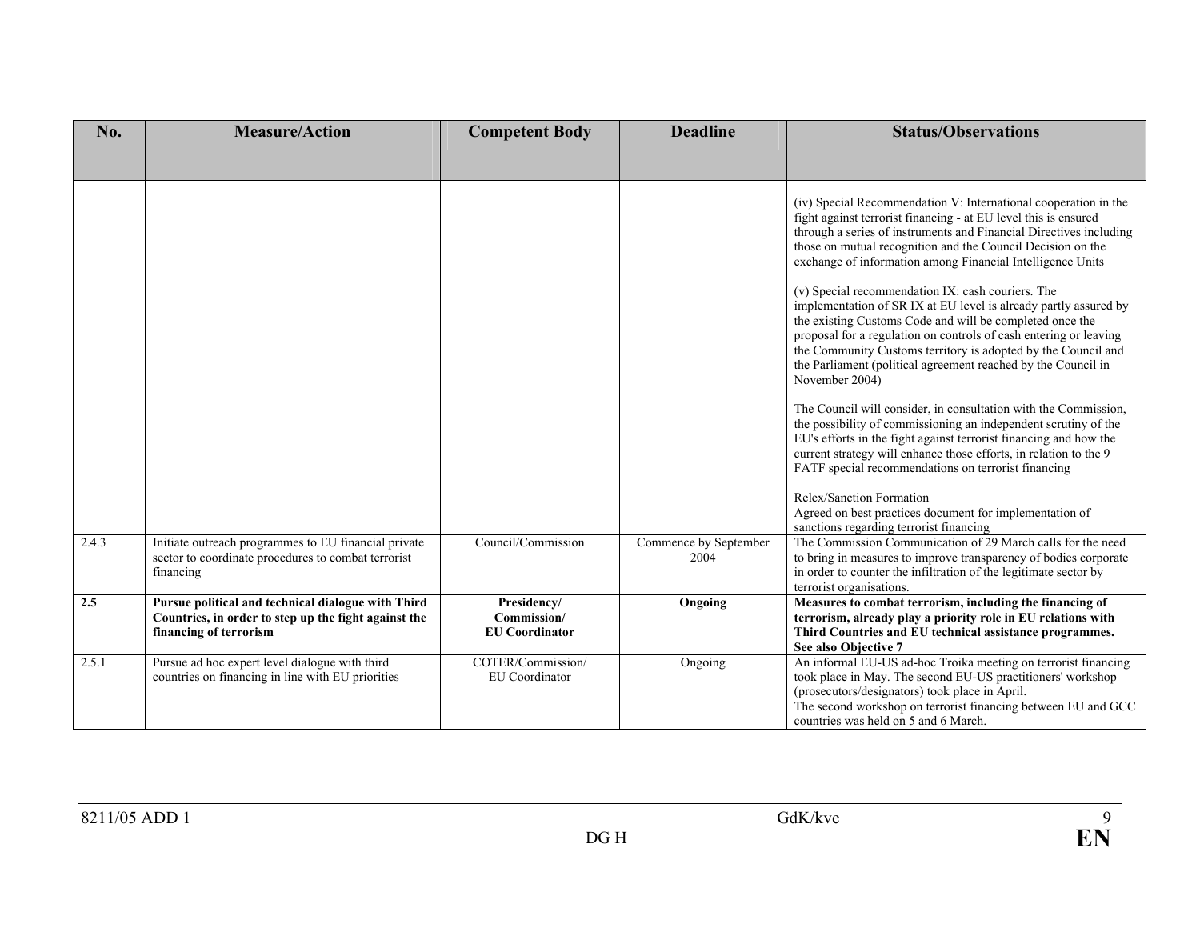| No. | Measure/Action | Competent Body | Deadline | Status/Observations |
|---|---|---|---|---|
| | | | | (iv) Special Recommendation V: International cooperation in the fight against terrorist financing - at EU level this is ensured through a series of instruments and Financial Directives including those on mutual recognition and the Council Decision on the exchange of information among Financial Intelligence Units<br><br>(v) Special recommendation IX: cash couriers. The implementation of SR IX at EU level is already partly assured by the existing Customs Code and will be completed once the proposal for a regulation on controls of cash entering or leaving the Community Customs territory is adopted by the Council and the Parliament (political agreement reached by the Council in November 2004)<br><br>The Council will consider, in consultation with the Commission, the possibility of commissioning an independent scrutiny of the EU's efforts in the fight against terrorist financing and how the current strategy will enhance those efforts, in relation to the 9 FATF special recommendations on terrorist financing<br><br>Relex/Sanction Formation<br>Agreed on best practices document for implementation of sanctions regarding terrorist financing |
| 2.4.3 | Initiate outreach programmes to EU financial private sector to coordinate procedures to combat terrorist financing | Council/Commission | Commence by September 2004 | The Commission Communication of 29 March calls for the need to bring in measures to improve transparency of bodies corporate in order to counter the infiltration of the legitimate sector by terrorist organisations. |
| **2.5** | **Pursue political and technical dialogue with Third Countries, in order to step up the fight against the financing of terrorism** | **Presidency/ Commission/ EU Coordinator** | **Ongoing** | **Measures to combat terrorism, including the financing of terrorism, already play a priority role in EU relations with Third Countries and EU technical assistance programmes. See also Objective 7** |
| 2.5.1 | Pursue ad hoc expert level dialogue with third countries on financing in line with EU priorities | COTER/Commission/ EU Coordinator | Ongoing | An informal EU-US ad-hoc Troika meeting on terrorist financing took place in May. The second EU-US practitioners' workshop (prosecutors/designators) took place in April.<br>The second workshop on terrorist financing between EU and GCC countries was held on 5 and 6 March. |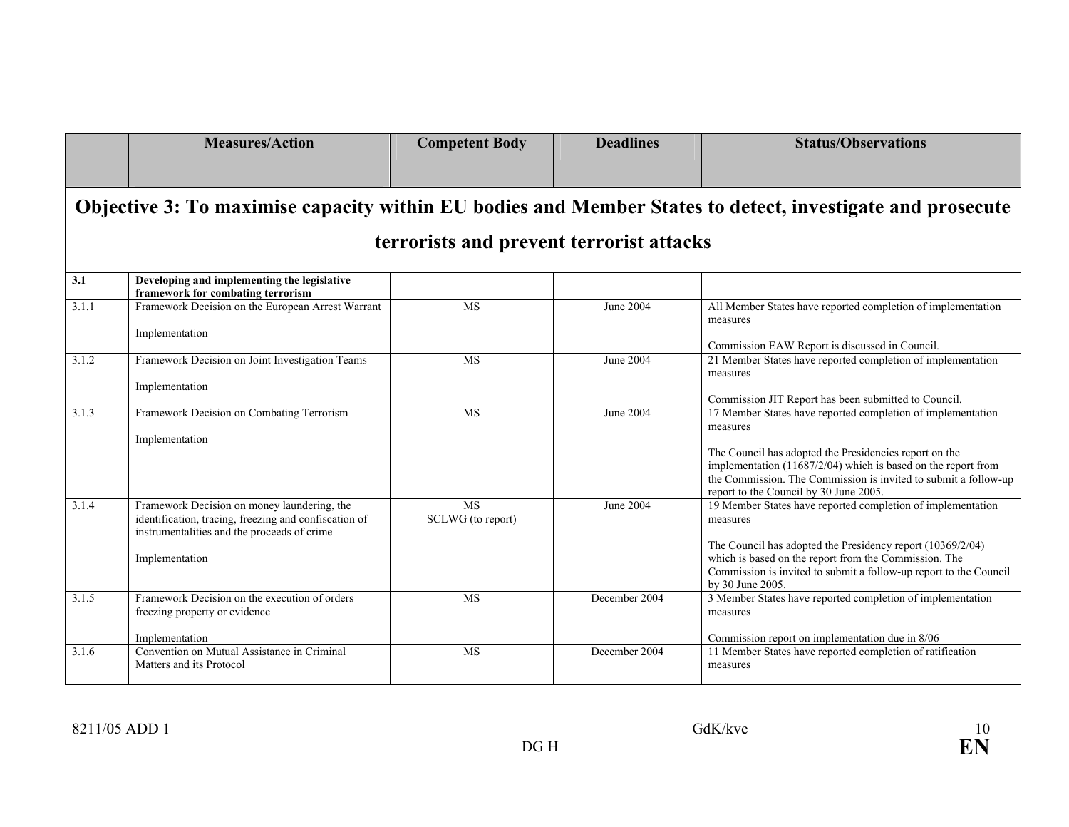| | Measures/Action | Competent Body | Deadlines | Status/Observations |
|---|---|---|---|---|
| **Objective 3: To maximise capacity within EU bodies and Member States to detect, investigate and prosecute terrorists and prevent terrorist attacks** | | | | |
| **3.1** | **Developing and implementing the legislative framework for combating terrorism** | | | |
| 3.1.1 | Framework Decision on the European Arrest Warrant<br><br>Implementation | MS | June 2004 | All Member States have reported completion of implementation measures<br><br>Commission EAW Report is discussed in Council. |
| 3.1.2 | Framework Decision on Joint Investigation Teams<br><br>Implementation | MS | June 2004 | 21 Member States have reported completion of implementation measures<br><br>Commission JIT Report has been submitted to Council. |
| 3.1.3 | Framework Decision on Combating Terrorism<br><br>Implementation | MS | June 2004 | 17 Member States have reported completion of implementation measures<br><br>The Council has adopted the Presidencies report on the implementation (11687/2/04) which is based on the report from the Commission. The Commission is invited to submit a follow-up report to the Council by 30 June 2005. |
| 3.1.4 | Framework Decision on money laundering, the identification, tracing, freezing and confiscation of instrumentalities and the proceeds of crime<br><br>Implementation | MS<br>SCLWG (to report) | June 2004 | 19 Member States have reported completion of implementation measures<br><br>The Council has adopted the Presidency report (10369/2/04) which is based on the report from the Commission. The Commission is invited to submit a follow-up report to the Council by 30 June 2005. |
| 3.1.5 | Framework Decision on the execution of orders freezing property or evidence<br><br>Implementation | MS | December 2004 | 3 Member States have reported completion of implementation measures<br><br>Commission report on implementation due in 8/06 |
| 3.1.6 | Convention on Mutual Assistance in Criminal Matters and its Protocol | MS | December 2004 | 11 Member States have reported completion of ratification measures |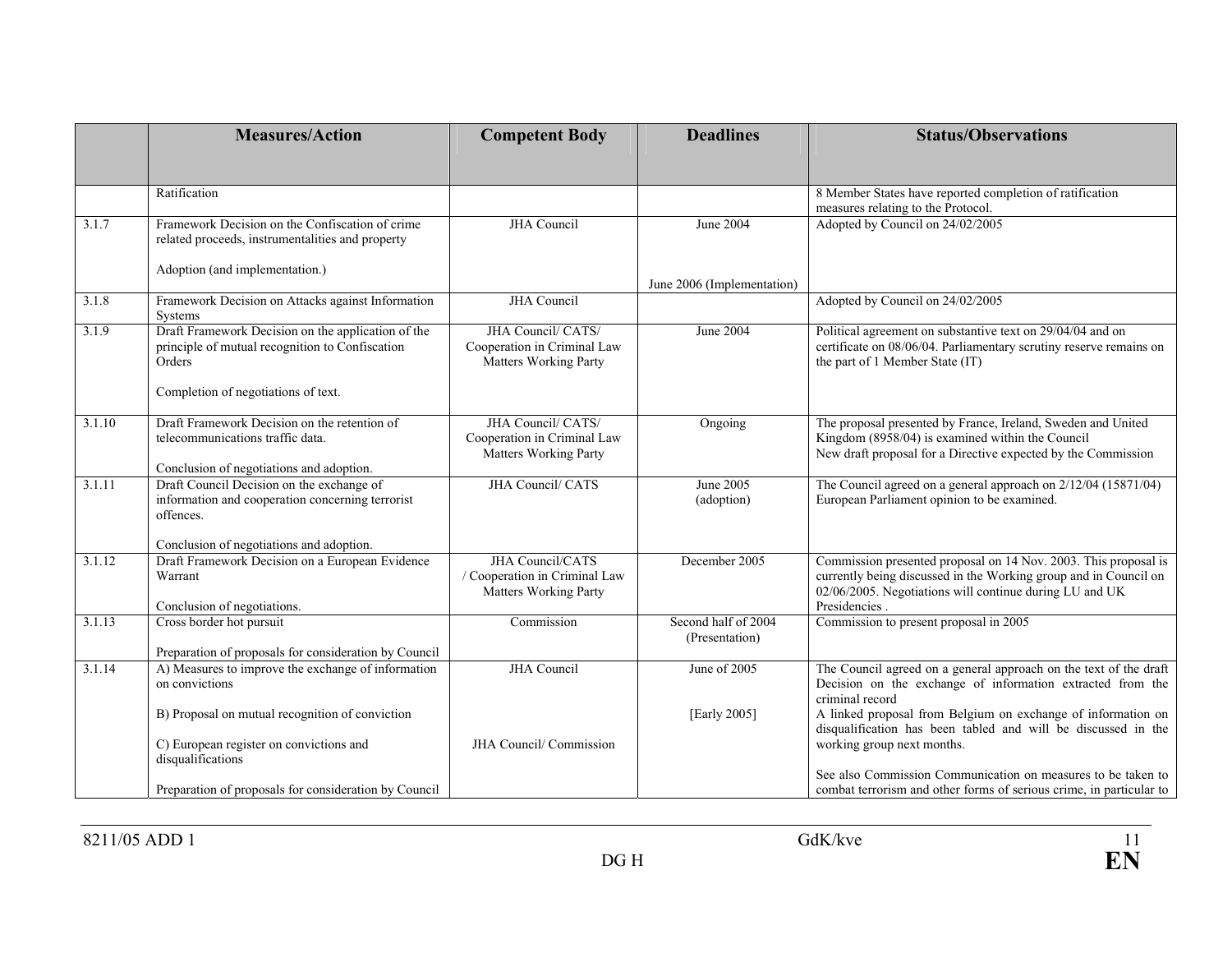| | Measures/Action | Competent Body | Deadlines | Status/Observations |
|---|---|---|---|---|
| | Ratification | | | 8 Member States have reported completion of ratification measures relating to the Protocol. |
| 3.1.7 | Framework Decision on the Confiscation of crime related proceeds, instrumentalities and property<br><br>Adoption (and implementation.) | JHA Council | June 2004<br><br>June 2006 (Implementation) | Adopted by Council on 24/02/2005 |
| 3.1.8 | Framework Decision on Attacks against Information Systems | JHA Council | | Adopted by Council on 24/02/2005 |
| 3.1.9 | Draft Framework Decision on the application of the principle of mutual recognition to Confiscation Orders<br><br>Completion of negotiations of text. | JHA Council/ CATS/ Cooperation in Criminal Law Matters Working Party | June 2004 | Political agreement on substantive text on 29/04/04 and on certificate on 08/06/04. Parliamentary scrutiny reserve remains on the part of 1 Member State (IT) |
| 3.1.10 | Draft Framework Decision on the retention of telecommunications traffic data.<br><br>Conclusion of negotiations and adoption. | JHA Council/ CATS/ Cooperation in Criminal Law Matters Working Party | Ongoing | The proposal presented by France, Ireland, Sweden and United Kingdom (8958/04) is examined within the Council<br>New draft proposal for a Directive expected by the Commission |
| 3.1.11 | Draft Council Decision on the exchange of information and cooperation concerning terrorist offences.<br><br>Conclusion of negotiations and adoption. | JHA Council/ CATS | June 2005 (adoption) | The Council agreed on a general approach on 2/12/04 (15871/04) European Parliament opinion to be examined. |
| 3.1.12 | Draft Framework Decision on a European Evidence Warrant<br><br>Conclusion of negotiations. | JHA Council/CATS / Cooperation in Criminal Law Matters Working Party | December 2005 | Commission presented proposal on 14 Nov. 2003. This proposal is currently being discussed in the Working group and in Council on 02/06/2005. Negotiations will continue during LU and UK Presidencies . |
| 3.1.13 | Cross border hot pursuit<br><br>Preparation of proposals for consideration by Council | Commission | Second half of 2004 (Presentation) | Commission to present proposal in 2005 |
| 3.1.14 | A) Measures to improve the exchange of information on convictions<br><br>B) Proposal on mutual recognition of conviction<br><br>C) European register on convictions and disqualifications<br><br>Preparation of proposals for consideration by Council | JHA Council<br><br><br><br>JHA Council/ Commission | June of 2005<br><br>[Early 2005] | The Council agreed on a general approach on the text of the draft Decision on the exchange of information extracted from the criminal record<br>A linked proposal from Belgium on exchange of information on disqualification has been tabled and will be discussed in the working group next months.<br><br>See also Commission Communication on measures to be taken to combat terrorism and other forms of serious crime, in particular to |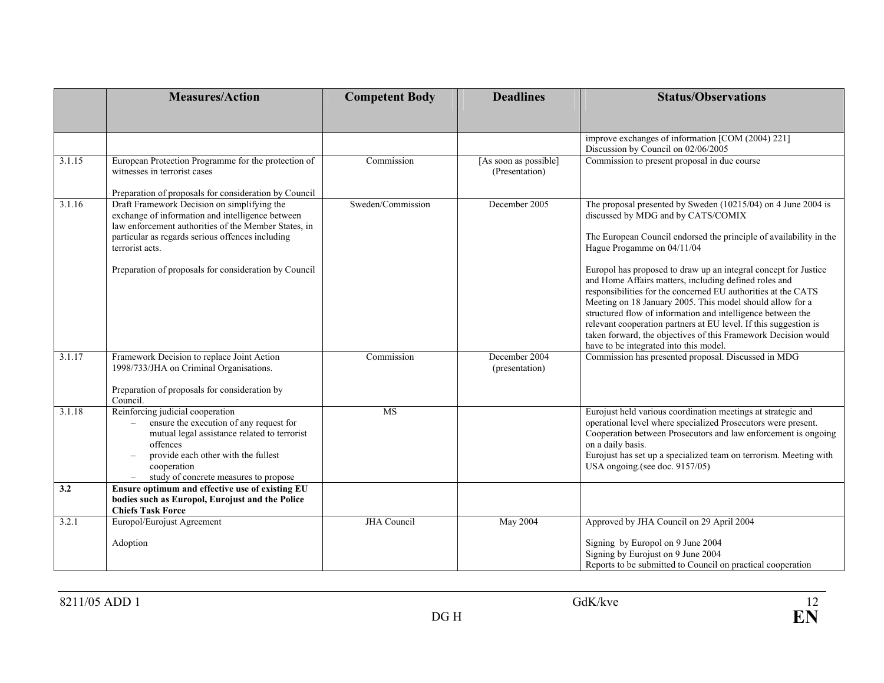| | Measures/Action | Competent Body | Deadlines | Status/Observations |
|---|---|---|---|---|
| | | | | improve exchanges of information [COM (2004) 221]<br>Discussion by Council on 02/06/2005 |
| 3.1.15 | European Protection Programme for the protection of witnesses in terrorist cases<br><br>Preparation of proposals for consideration by Council | Commission | [As soon as possible]<br>(Presentation) | Commission to present proposal in due course |
| 3.1.16 | Draft Framework Decision on simplifying the exchange of information and intelligence between law enforcement authorities of the Member States, in particular as regards serious offences including terrorist acts.<br><br>Preparation of proposals for consideration by Council | Sweden/Commission | December 2005 | The proposal presented by Sweden (10215/04) on 4 June 2004 is discussed by MDG and by CATS/COMIX<br><br>The European Council endorsed the principle of availability in the Hague Progamme on 04/11/04<br><br>Europol has proposed to draw up an integral concept for Justice and Home Affairs matters, including defined roles and responsibilities for the concerned EU authorities at the CATS Meeting on 18 January 2005. This model should allow for a structured flow of information and intelligence between the relevant cooperation partners at EU level. If this suggestion is taken forward, the objectives of this Framework Decision would have to be integrated into this model. |
| 3.1.17 | Framework Decision to replace Joint Action 1998/733/JHA on Criminal Organisations.<br><br>Preparation of proposals for consideration by Council. | Commission | December 2004<br>(presentation) | Commission has presented proposal. Discussed in MDG |
| 3.1.18 | Reinforcing judicial cooperation<br>– ensure the execution of any request for mutual legal assistance related to terrorist offences<br>– provide each other with the fullest cooperation<br>– study of concrete measures to propose | MS | | Eurojust held various coordination meetings at strategic and operational level where specialized Prosecutors were present. Cooperation between Prosecutors and law enforcement is ongoing on a daily basis.<br>Eurojust has set up a specialized team on terrorism. Meeting with USA ongoing.(see doc. 9157/05) |
| **3.2** | **Ensure optimum and effective use of existing EU bodies such as Europol, Eurojust and the Police Chiefs Task Force** | | | |
| 3.2.1 | Europol/Eurojust Agreement<br><br>Adoption | JHA Council | May 2004 | Approved by JHA Council on 29 April 2004<br><br>Signing by Europol on 9 June 2004<br>Signing by Eurojust on 9 June 2004<br>Reports to be submitted to Council on practical cooperation |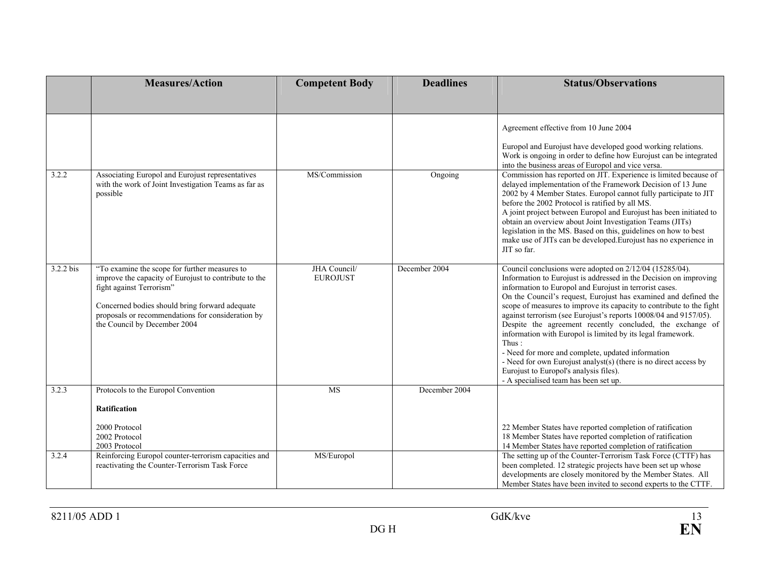| | Measures/Action | Competent Body | Deadlines | Status/Observations |
|---|---|---|---|---|
| | | | | Agreement effective from 10 June 2004<br><br>Europol and Eurojust have developed good working relations. Work is ongoing in order to define how Eurojust can be integrated into the business areas of Europol and vice versa. |
| 3.2.2 | Associating Europol and Eurojust representatives with the work of Joint Investigation Teams as far as possible | MS/Commission | Ongoing | Commission has reported on JIT. Experience is limited because of delayed implementation of the Framework Decision of 13 June 2002 by 4 Member States. Europol cannot fully participate to JIT before the 2002 Protocol is ratified by all MS.<br>A joint project between Europol and Eurojust has been initiated to obtain an overview about Joint Investigation Teams (JITs) legislation in the MS. Based on this, guidelines on how to best make use of JITs can be developed.Eurojust has no experience in JIT so far. |
| 3.2.2 bis | "To examine the scope for further measures to improve the capacity of Eurojust to contribute to the fight against Terrorism"<br><br>Concerned bodies should bring forward adequate proposals or recommendations for consideration by the Council by December 2004 | JHA Council/ EUROJUST | December 2004 | Council conclusions were adopted on 2/12/04 (15285/04).<br>Information to Eurojust is addressed in the Decision on improving information to Europol and Eurojust in terrorist cases.<br>On the Council's request, Eurojust has examined and defined the scope of measures to improve its capacity to contribute to the fight against terrorism (see Eurojust's reports 10008/04 and 9157/05).<br>Despite the agreement recently concluded, the exchange of information with Europol is limited by its legal framework.<br>Thus :<br>- Need for more and complete, updated information<br>- Need for own Eurojust analyst(s) (there is no direct access by Eurojust to Europol's analysis files).<br>- A specialised team has been set up. |
| 3.2.3 | Protocols to the Europol Convention<br><br>**Ratification**<br><br>2000 Protocol<br>2002 Protocol<br>2003 Protocol | MS | December 2004 | <br><br><br><br>22 Member States have reported completion of ratification<br>18 Member States have reported completion of ratification<br>14 Member States have reported completion of ratification |
| 3.2.4 | Reinforcing Europol counter-terrorism capacities and reactivating the Counter-Terrorism Task Force | MS/Europol | | The setting up of the Counter-Terrorism Task Force (CTTF) has been completed. 12 strategic projects have been set up whose developments are closely monitored by the Member States. All Member States have been invited to second experts to the CTTF. |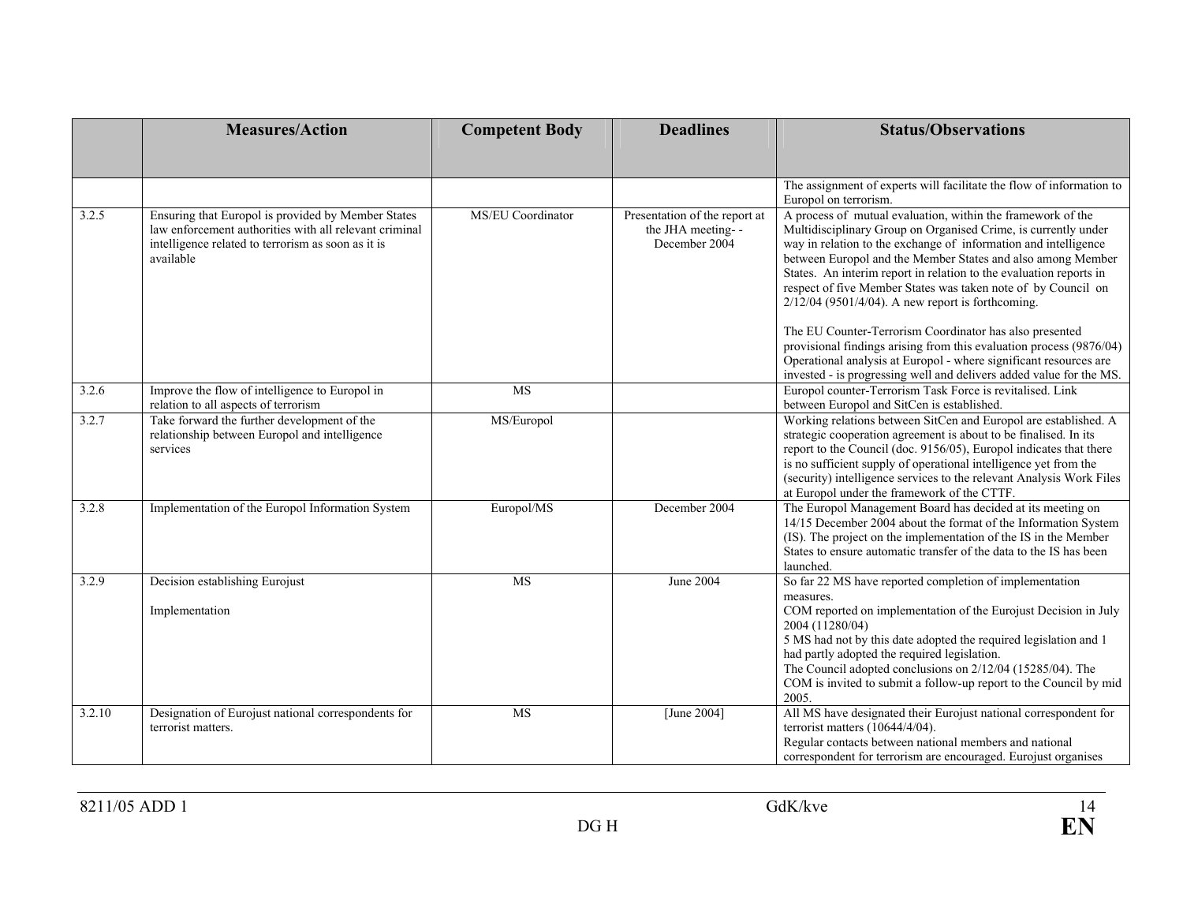| | Measures/Action | Competent Body | Deadlines | Status/Observations |
|---|---|---|---|---|
| | | | | The assignment of experts will facilitate the flow of information to Europol on terrorism. |
| 3.2.5 | Ensuring that Europol is provided by Member States law enforcement authorities with all relevant criminal intelligence related to terrorism as soon as it is available | MS/EU Coordinator | Presentation of the report at the JHA meeting- - December 2004 | A process of mutual evaluation, within the framework of the Multidisciplinary Group on Organised Crime, is currently under way in relation to the exchange of information and intelligence between Europol and the Member States and also among Member States. An interim report in relation to the evaluation reports in respect of five Member States was taken note of by Council on 2/12/04 (9501/4/04). A new report is forthcoming.<br><br>The EU Counter-Terrorism Coordinator has also presented provisional findings arising from this evaluation process (9876/04) Operational analysis at Europol - where significant resources are invested - is progressing well and delivers added value for the MS. |
| 3.2.6 | Improve the flow of intelligence to Europol in relation to all aspects of terrorism | MS | | Europol counter-Terrorism Task Force is revitalised. Link between Europol and SitCen is established. |
| 3.2.7 | Take forward the further development of the relationship between Europol and intelligence services | MS/Europol | | Working relations between SitCen and Europol are established. A strategic cooperation agreement is about to be finalised. In its report to the Council (doc. 9156/05), Europol indicates that there is no sufficient supply of operational intelligence yet from the (security) intelligence services to the relevant Analysis Work Files at Europol under the framework of the CTTF. |
| 3.2.8 | Implementation of the Europol Information System | Europol/MS | December 2004 | The Europol Management Board has decided at its meeting on 14/15 December 2004 about the format of the Information System (IS). The project on the implementation of the IS in the Member States to ensure automatic transfer of the data to the IS has been launched. |
| 3.2.9 | Decision establishing Eurojust<br><br>Implementation | MS | June 2004 | So far 22 MS have reported completion of implementation measures.<br>COM reported on implementation of the Eurojust Decision in July 2004 (11280/04)<br>5 MS had not by this date adopted the required legislation and 1 had partly adopted the required legislation.<br>The Council adopted conclusions on 2/12/04 (15285/04). The COM is invited to submit a follow-up report to the Council by mid 2005. |
| 3.2.10 | Designation of Eurojust national correspondents for terrorist matters. | MS | [June 2004] | All MS have designated their Eurojust national correspondent for terrorist matters (10644/4/04).<br>Regular contacts between national members and national correspondent for terrorism are encouraged. Eurojust organises |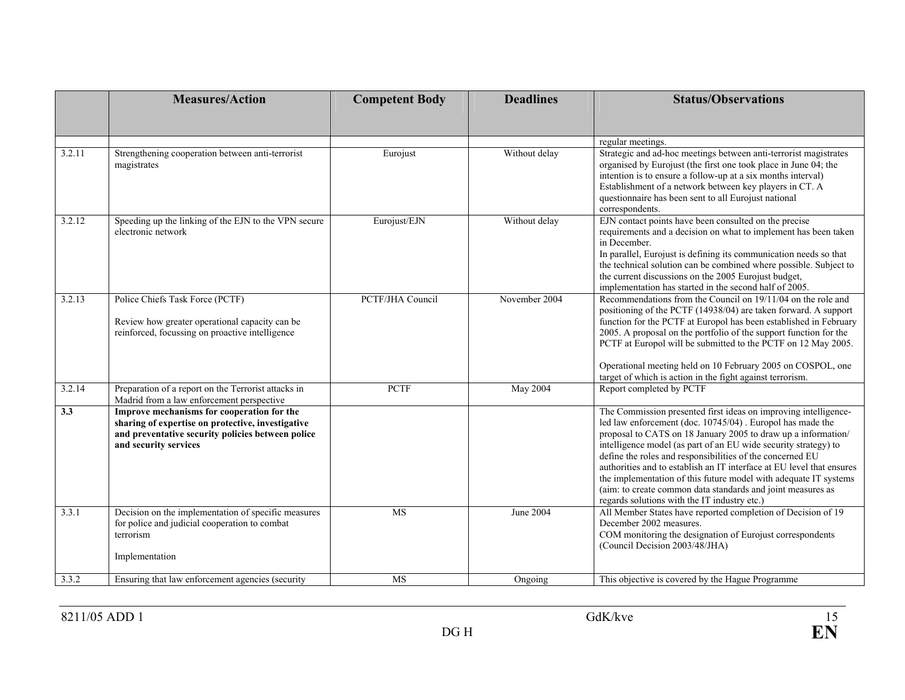| | Measures/Action | Competent Body | Deadlines | Status/Observations |
|---|---|---|---|---|
| | | | | regular meetings. |
| 3.2.11 | Strengthening cooperation between anti-terrorist magistrates | Eurojust | Without delay | Strategic and ad-hoc meetings between anti-terrorist magistrates organised by Eurojust (the first one took place in June 04; the intention is to ensure a follow-up at a six months interval) Establishment of a network between key players in CT. A questionnaire has been sent to all Eurojust national correspondents. |
| 3.2.12 | Speeding up the linking of the EJN to the VPN secure electronic network | Eurojust/EJN | Without delay | EJN contact points have been consulted on the precise requirements and a decision on what to implement has been taken in December.<br>In parallel, Eurojust is defining its communication needs so that the technical solution can be combined where possible. Subject to the current discussions on the 2005 Eurojust budget, implementation has started in the second half of 2005. |
| 3.2.13 | Police Chiefs Task Force (PCTF)<br><br>Review how greater operational capacity can be reinforced, focussing on proactive intelligence | PCTF/JHA Council | November 2004 | Recommendations from the Council on 19/11/04 on the role and positioning of the PCTF (14938/04) are taken forward. A support function for the PCTF at Europol has been established in February 2005. A proposal on the portfolio of the support function for the PCTF at Europol will be submitted to the PCTF on 12 May 2005.<br><br>Operational meeting held on 10 February 2005 on COSPOL, one target of which is action in the fight against terrorism. |
| 3.2.14 | Preparation of a report on the Terrorist attacks in Madrid from a law enforcement perspective | PCTF | May 2004 | Report completed by PCTF |
| **3.3** | **Improve mechanisms for cooperation for the sharing of expertise on protective, investigative and preventative security policies between police and security services** | | | The Commission presented first ideas on improving intelligence-led law enforcement (doc. 10745/04) . Europol has made the proposal to CATS on 18 January 2005 to draw up a information/ intelligence model (as part of an EU wide security strategy) to define the roles and responsibilities of the concerned EU authorities and to establish an IT interface at EU level that ensures the implementation of this future model with adequate IT systems (aim: to create common data standards and joint measures as regards solutions with the IT industry etc.) |
| 3.3.1 | Decision on the implementation of specific measures for police and judicial cooperation to combat terrorism<br><br>Implementation | MS | June 2004 | All Member States have reported completion of Decision of 19 December 2002 measures.<br>COM monitoring the designation of Eurojust correspondents (Council Decision 2003/48/JHA) |
| 3.3.2 | Ensuring that law enforcement agencies (security | MS | Ongoing | This objective is covered by the Hague Programme |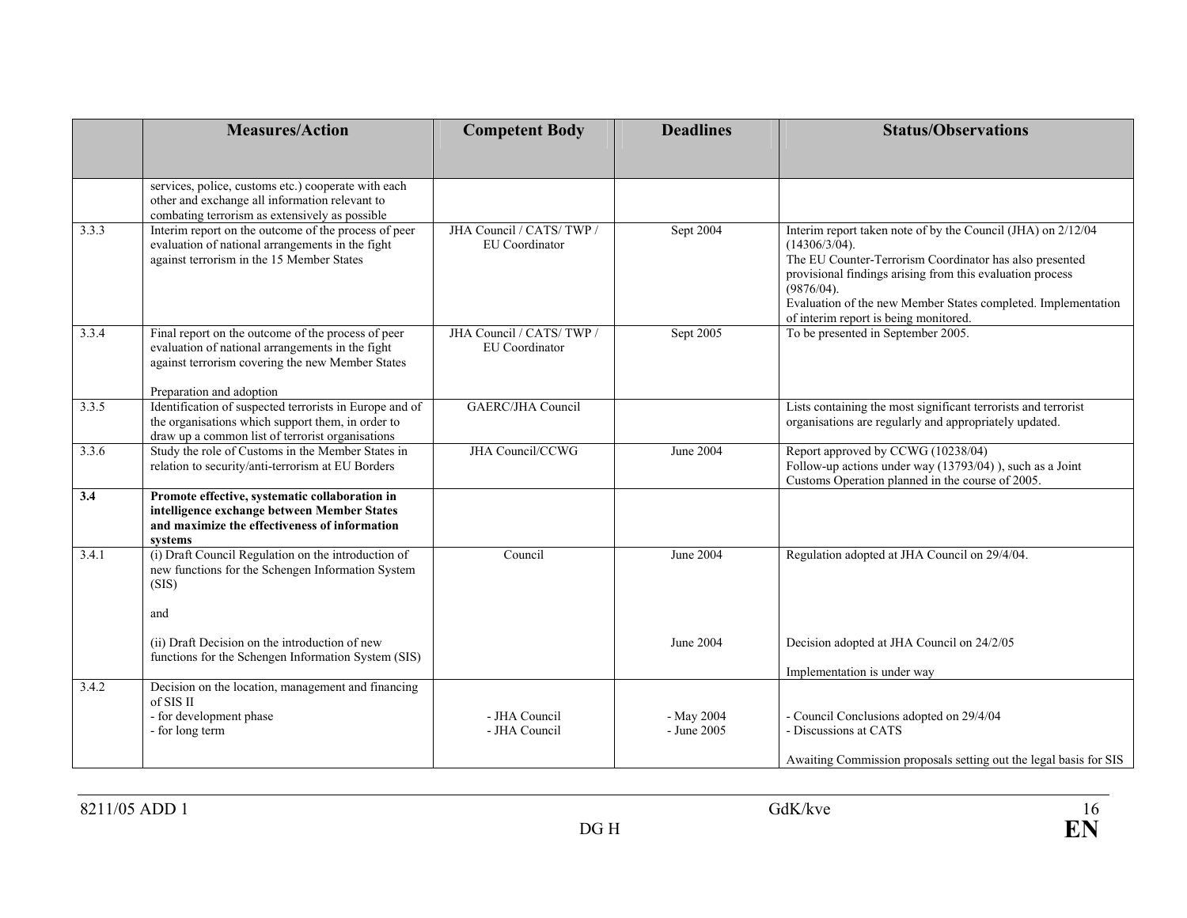| | Measures/Action | Competent Body | Deadlines | Status/Observations |
|---|---|---|---|---|
| | services, police, customs etc.) cooperate with each other and exchange all information relevant to combating terrorism as extensively as possible | | | |
| 3.3.3 | Interim report on the outcome of the process of peer evaluation of national arrangements in the fight against terrorism in the 15 Member States | JHA Council / CATS/ TWP / EU Coordinator | Sept 2004 | Interim report taken note of by the Council (JHA) on 2/12/04 (14306/3/04).<br>The EU Counter-Terrorism Coordinator has also presented provisional findings arising from this evaluation process (9876/04).<br>Evaluation of the new Member States completed. Implementation of interim report is being monitored. |
| 3.3.4 | Final report on the outcome of the process of peer evaluation of national arrangements in the fight against terrorism covering the new Member States<br><br>Preparation and adoption | JHA Council / CATS/ TWP / EU Coordinator | Sept 2005 | To be presented in September 2005. |
| 3.3.5 | Identification of suspected terrorists in Europe and of the organisations which support them, in order to draw up a common list of terrorist organisations | GAERC/JHA Council | | Lists containing the most significant terrorists and terrorist organisations are regularly and appropriately updated. |
| 3.3.6 | Study the role of Customs in the Member States in relation to security/anti-terrorism at EU Borders | JHA Council/CCWG | June 2004 | Report approved by CCWG (10238/04)<br>Follow-up actions under way (13793/04) ), such as a Joint Customs Operation planned in the course of 2005. |
| **3.4** | **Promote effective, systematic collaboration in intelligence exchange between Member States and maximize the effectiveness of information systems** | | | |
| 3.4.1 | (i) Draft Council Regulation on the introduction of new functions for the Schengen Information System (SIS)<br><br>and<br><br>(ii) Draft Decision on the introduction of new functions for the Schengen Information System (SIS) | Council | June 2004<br><br><br><br>June 2004 | Regulation adopted at JHA Council on 29/4/04.<br><br><br><br>Decision adopted at JHA Council on 24/2/05<br><br>Implementation is under way |
| 3.4.2 | Decision on the location, management and financing of SIS II<br>- for development phase<br>- for long term | <br>- JHA Council<br>- JHA Council | <br>- May 2004<br>- June 2005 | <br>- Council Conclusions adopted on 29/4/04<br>- Discussions at CATS<br><br>Awaiting Commission proposals setting out the legal basis for SIS |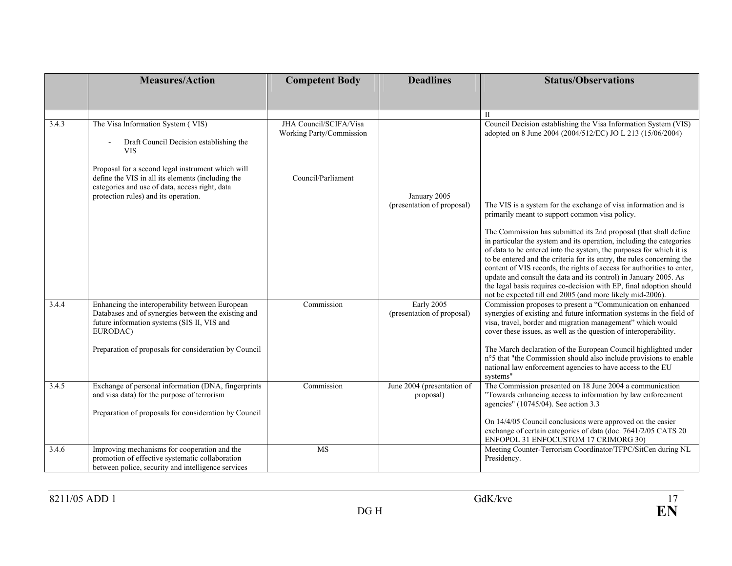| | Measures/Action | Competent Body | Deadlines | Status/Observations |
|---|---|---|---|---|
| | | | | II |
| 3.4.3 | The Visa Information System ( VIS)<br><br>- Draft Council Decision establishing the VIS<br><br>Proposal for a second legal instrument which will define the VIS in all its elements (including the categories and use of data, access right, data protection rules) and its operation. | JHA Council/SCIFA/Visa Working Party/Commission<br><br>Council/Parliament | January 2005 (presentation of proposal) | Council Decision establishing the Visa Information System (VIS) adopted on 8 June 2004 (2004/512/EC) JO L 213 (15/06/2004)<br><br>The VIS is a system for the exchange of visa information and is primarily meant to support common visa policy.<br><br>The Commission has submitted its 2nd proposal (that shall define in particular the system and its operation, including the categories of data to be entered into the system, the purposes for which it is to be entered and the criteria for its entry, the rules concerning the content of VIS records, the rights of access for authorities to enter, update and consult the data and its control) in January 2005. As the legal basis requires co-decision with EP, final adoption should not be expected till end 2005 (and more likely mid-2006). |
| 3.4.4 | Enhancing the interoperability between European Databases and of synergies between the existing and future information systems (SIS II, VIS and EURODAC)<br><br>Preparation of proposals for consideration by Council | Commission | Early 2005 (presentation of proposal) | Commission proposes to present a "Communication on enhanced synergies of existing and future information systems in the field of visa, travel, border and migration management" which would cover these issues, as well as the question of interoperability.<br><br>The March declaration of the European Council highlighted under n°5 that "the Commission should also include provisions to enable national law enforcement agencies to have access to the EU systems" |
| 3.4.5 | Exchange of personal information (DNA, fingerprints and visa data) for the purpose of terrorism<br><br>Preparation of proposals for consideration by Council | Commission | June 2004 (presentation of proposal) | The Commission presented on 18 June 2004 a communication "Towards enhancing access to information by law enforcement agencies" (10745/04). See action 3.3<br><br>On 14/4/05 Council conclusions were approved on the easier exchange of certain categories of data (doc. 7641/2/05 CATS 20 ENFOPOL 31 ENFOCUSTOM 17 CRIMORG 30) |
| 3.4.6 | Improving mechanisms for cooperation and the promotion of effective systematic collaboration between police, security and intelligence services | MS | | Meeting Counter-Terrorism Coordinator/TFPC/SitCen during NL Presidency. |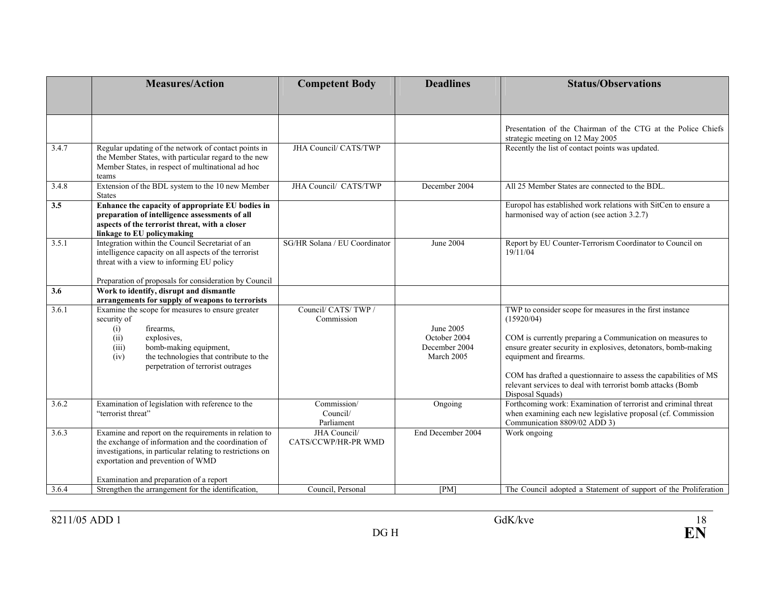| | Measures/Action | Competent Body | Deadlines | Status/Observations |
|---|---|---|---|---|
| | | | | Presentation of the Chairman of the CTG at the Police Chiefs strategic meeting on 12 May 2005 |
| 3.4.7 | Regular updating of the network of contact points in the Member States, with particular regard to the new Member States, in respect of multinational ad hoc teams | JHA Council/ CATS/TWP | | Recently the list of contact points was updated. |
| 3.4.8 | Extension of the BDL system to the 10 new Member States | JHA Council/ CATS/TWP | December 2004 | All 25 Member States are connected to the BDL. |
| **3.5** | **Enhance the capacity of appropriate EU bodies in preparation of intelligence assessments of all aspects of the terrorist threat, with a closer linkage to EU policymaking** | | | Europol has established work relations with SitCen to ensure a harmonised way of action (see action 3.2.7) |
| 3.5.1 | Integration within the Council Secretariat of an intelligence capacity on all aspects of the terrorist threat with a view to informing EU policy<br><br>Preparation of proposals for consideration by Council | SG/HR Solana / EU Coordinator | June 2004 | Report by EU Counter-Terrorism Coordinator to Council on 19/11/04 |
| **3.6** | **Work to identify, disrupt and dismantle arrangements for supply of weapons to terrorists** | | | |
| 3.6.1 | Examine the scope for measures to ensure greater security of<br>(i) firearms,<br>(ii) explosives,<br>(iii) bomb-making equipment,<br>(iv) the technologies that contribute to the perpetration of terrorist outrages | Council/ CATS/ TWP / Commission | June 2005<br>October 2004<br>December 2004<br>March 2005 | TWP to consider scope for measures in the first instance (15920/04)<br><br>COM is currently preparing a Communication on measures to ensure greater security in explosives, detonators, bomb-making equipment and firearms.<br><br>COM has drafted a questionnaire to assess the capabilities of MS relevant services to deal with terrorist bomb attacks (Bomb Disposal Squads) |
| 3.6.2 | Examination of legislation with reference to the "terrorist threat" | Commission/ Council/ Parliament | Ongoing | Forthcoming work: Examination of terrorist and criminal threat when examining each new legislative proposal (cf. Commission Communication 8809/02 ADD 3) |
| 3.6.3 | Examine and report on the requirements in relation to the exchange of information and the coordination of investigations, in particular relating to restrictions on exportation and prevention of WMD<br><br>Examination and preparation of a report | JHA Council/ CATS/CCWP/HR-PR WMD | End December 2004 | Work ongoing |
| 3.6.4 | Strengthen the arrangement for the identification, | Council, Personal | [PM] | The Council adopted a Statement of support of the Proliferation |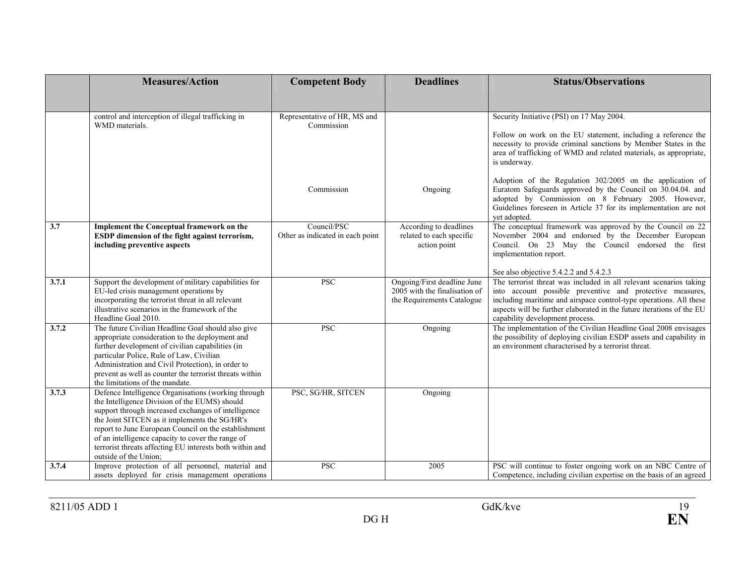| | Measures/Action | Competent Body | Deadlines | Status/Observations |
|---|---|---|---|---|
| | control and interception of illegal trafficking in WMD materials. | Representative of HR, MS and Commission<br><br>Commission | <br><br>Ongoing | Security Initiative (PSI) on 17 May 2004.<br><br>Follow on work on the EU statement, including a reference the necessity to provide criminal sanctions by Member States in the area of trafficking of WMD and related materials, as appropriate, is underway.<br><br>Adoption of the Regulation 302/2005 on the application of Euratom Safeguards approved by the Council on 30.04.04. and adopted by Commission on 8 February 2005. However, Guidelines foreseen in Article 37 for its implementation are not yet adopted. |
| **3.7** | **Implement the Conceptual framework on the ESDP dimension of the fight against terrorism, including preventive aspects** | Council/PSC<br>Other as indicated in each point | According to deadlines related to each specific action point | The conceptual framework was approved by the Council on 22 November 2004 and endorsed by the December European Council. On 23 May the Council endorsed the first implementation report.<br><br>See also objective 5.4.2.2 and 5.4.2.3 |
| **3.7.1** | Support the development of military capabilities for EU-led crisis management operations by incorporating the terrorist threat in all relevant illustrative scenarios in the framework of the Headline Goal 2010. | PSC | Ongoing/First deadline June 2005 with the finalisation of the Requirements Catalogue | The terrorist threat was included in all relevant scenarios taking into account possible preventive and protective measures, including maritime and airspace control-type operations. All these aspects will be further elaborated in the future iterations of the EU capability development process. |
| **3.7.2** | The future Civilian Headline Goal should also give appropriate consideration to the deployment and further development of civilian capabilities (in particular Police, Rule of Law, Civilian Administration and Civil Protection), in order to prevent as well as counter the terrorist threats within the limitations of the mandate. | PSC | Ongoing | The implementation of the Civilian Headline Goal 2008 envisages the possibility of deploying civilian ESDP assets and capability in an environment characterised by a terrorist threat. |
| **3.7.3** | Defence Intelligence Organisations (working through the Intelligence Division of the EUMS) should support through increased exchanges of intelligence the Joint SITCEN as it implements the SG/HR's report to June European Council on the establishment of an intelligence capacity to cover the range of terrorist threats affecting EU interests both within and outside of the Union; | PSC, SG/HR, SITCEN | Ongoing | |
| **3.7.4** | Improve protection of all personnel, material and assets deployed for crisis management operations | PSC | 2005 | PSC will continue to foster ongoing work on an NBC Centre of Competence, including civilian expertise on the basis of an agreed |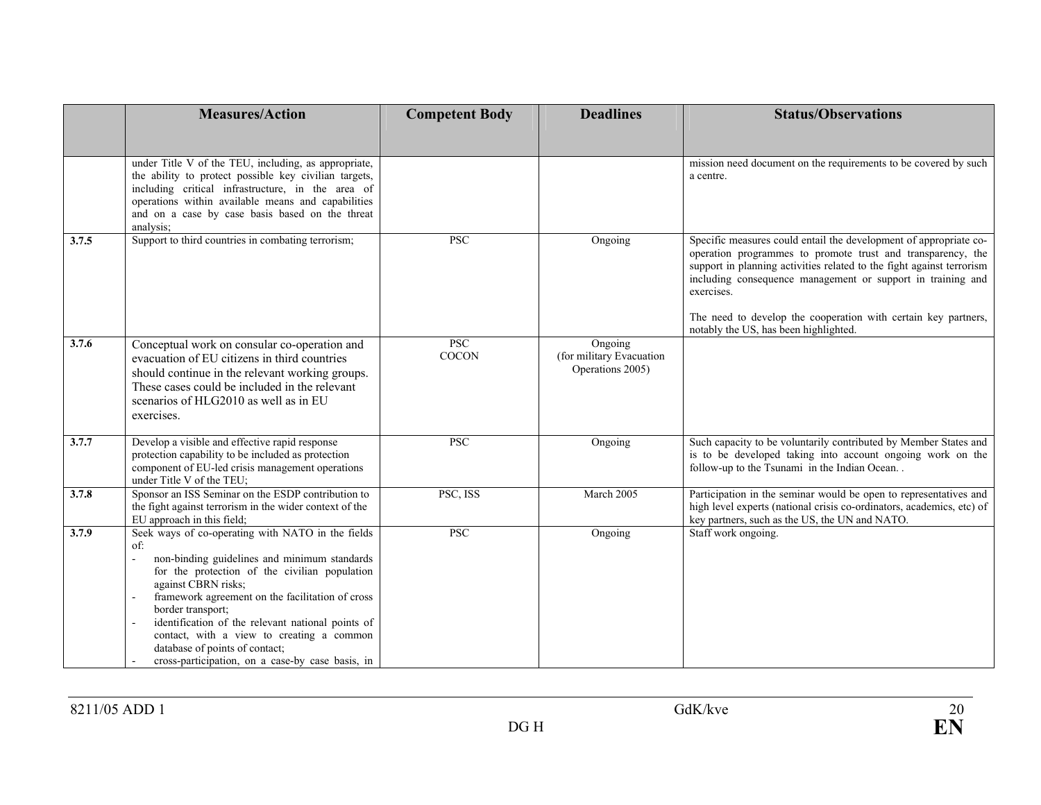| | Measures/Action | Competent Body | Deadlines | Status/Observations |
|---|---|---|---|---|
| | under Title V of the TEU, including, as appropriate, the ability to protect possible key civilian targets, including critical infrastructure, in the area of operations within available means and capabilities and on a case by case basis based on the threat analysis; | | | mission need document on the requirements to be covered by such a centre. |
| **3.7.5** | Support to third countries in combating terrorism; | PSC | Ongoing | Specific measures could entail the development of appropriate co-operation programmes to promote trust and transparency, the support in planning activities related to the fight against terrorism including consequence management or support in training and exercises.<br><br>The need to develop the cooperation with certain key partners, notably the US, has been highlighted. |
| **3.7.6** | Conceptual work on consular co-operation and evacuation of EU citizens in third countries should continue in the relevant working groups. These cases could be included in the relevant scenarios of HLG2010 as well as in EU exercises. | PSC<br>COCON | Ongoing<br>(for military Evacuation Operations 2005) | |
| **3.7.7** | Develop a visible and effective rapid response protection capability to be included as protection component of EU-led crisis management operations under Title V of the TEU; | PSC | Ongoing | Such capacity to be voluntarily contributed by Member States and is to be developed taking into account ongoing work on the follow-up to the Tsunami in the Indian Ocean. . |
| **3.7.8** | Sponsor an ISS Seminar on the ESDP contribution to the fight against terrorism in the wider context of the EU approach in this field; | PSC, ISS | March 2005 | Participation in the seminar would be open to representatives and high level experts (national crisis co-ordinators, academics, etc) of key partners, such as the US, the UN and NATO. |
| **3.7.9** | Seek ways of co-operating with NATO in the fields of:<br>- non-binding guidelines and minimum standards for the protection of the civilian population against CBRN risks;<br>- framework agreement on the facilitation of cross border transport;<br>- identification of the relevant national points of contact, with a view to creating a common database of points of contact;<br>- cross-participation, on a case-by case basis, in | PSC | Ongoing | Staff work ongoing. |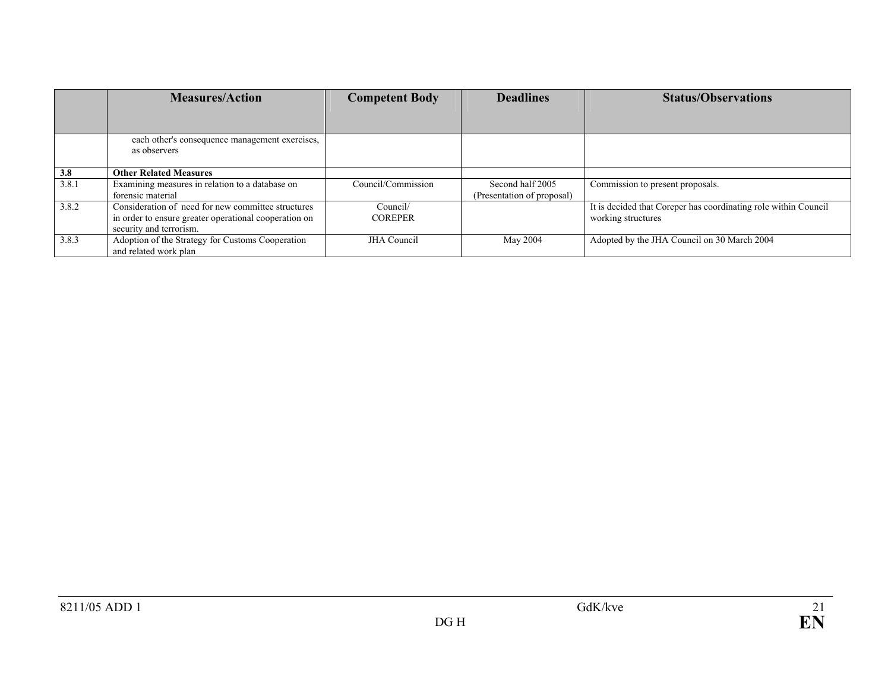| | Measures/Action | Competent Body | Deadlines | Status/Observations |
|---|---|---|---|---|
| | each other's consequence management exercises, as observers | | | |
| **3.8** | **Other Related Measures** | | | |
| 3.8.1 | Examining measures in relation to a database on forensic material | Council/Commission | Second half 2005 (Presentation of proposal) | Commission to present proposals. |
| 3.8.2 | Consideration of need for new committee structures in order to ensure greater operational cooperation on security and terrorism. | Council/ COREPER | | It is decided that Coreper has coordinating role within Council working structures |
| 3.8.3 | Adoption of the Strategy for Customs Cooperation and related work plan | JHA Council | May 2004 | Adopted by the JHA Council on 30 March 2004 |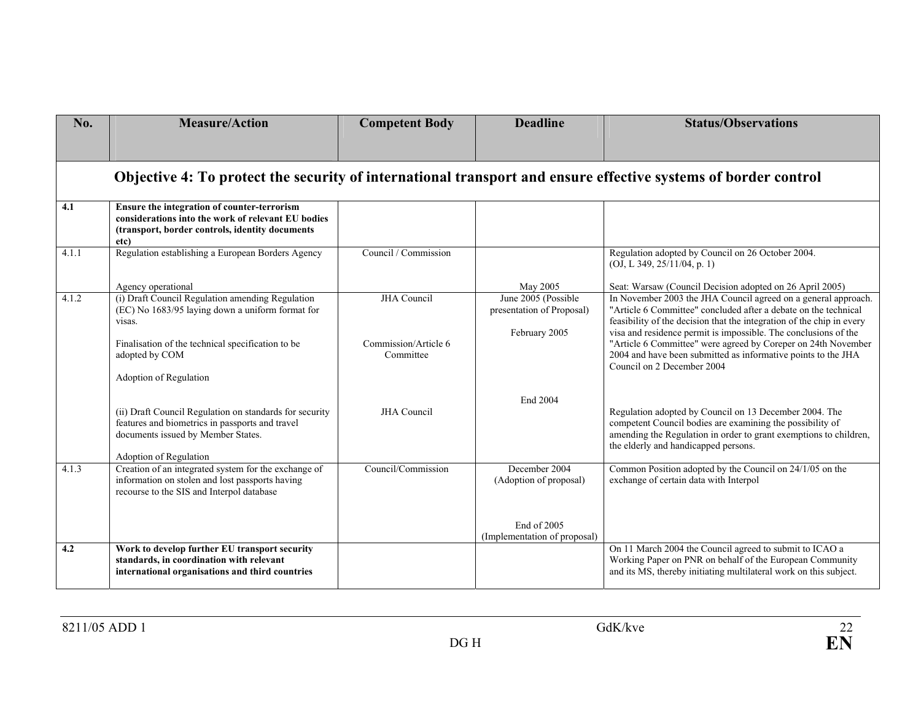| No. | Measure/Action | Competent Body | Deadline | Status/Observations |
|---|---|---|---|---|
| **Objective 4: To protect the security of international transport and ensure effective systems of border control** | | | | |
| **4.1** | **Ensure the integration of counter-terrorism considerations into the work of relevant EU bodies (transport, border controls, identity documents etc)** | | | |
| 4.1.1 | Regulation establishing a European Borders Agency<br><br>Agency operational | Council / Commission | <br><br>May 2005 | Regulation adopted by Council on 26 October 2004. (OJ, L 349, 25/11/04, p. 1)<br><br>Seat: Warsaw (Council Decision adopted on 26 April 2005) |
| 4.1.2 | (i) Draft Council Regulation amending Regulation (EC) No 1683/95 laying down a uniform format for visas.<br><br>Finalisation of the technical specification to be adopted by COM<br><br>Adoption of Regulation<br><br>(ii) Draft Council Regulation on standards for security features and biometrics in passports and travel documents issued by Member States.<br><br>Adoption of Regulation | JHA Council<br><br>Commission/Article 6 Committee<br><br>JHA Council | June 2005 (Possible presentation of Proposal)<br><br>February 2005<br><br>End 2004 | In November 2003 the JHA Council agreed on a general approach. "Article 6 Committee" concluded after a debate on the technical feasibility of the decision that the integration of the chip in every visa and residence permit is impossible. The conclusions of the "Article 6 Committee" were agreed by Coreper on 24th November 2004 and have been submitted as informative points to the JHA Council on 2 December 2004<br><br>Regulation adopted by Council on 13 December 2004. The competent Council bodies are examining the possibility of amending the Regulation in order to grant exemptions to children, the elderly and handicapped persons. |
| 4.1.3 | Creation of an integrated system for the exchange of information on stolen and lost passports having recourse to the SIS and Interpol database | Council/Commission | December 2004 (Adoption of proposal)<br><br>End of 2005 (Implementation of proposal) | Common Position adopted by the Council on 24/1/05 on the exchange of certain data with Interpol |
| **4.2** | **Work to develop further EU transport security standards, in coordination with relevant international organisations and third countries** | | | On 11 March 2004 the Council agreed to submit to ICAO a Working Paper on PNR on behalf of the European Community and its MS, thereby initiating multilateral work on this subject. |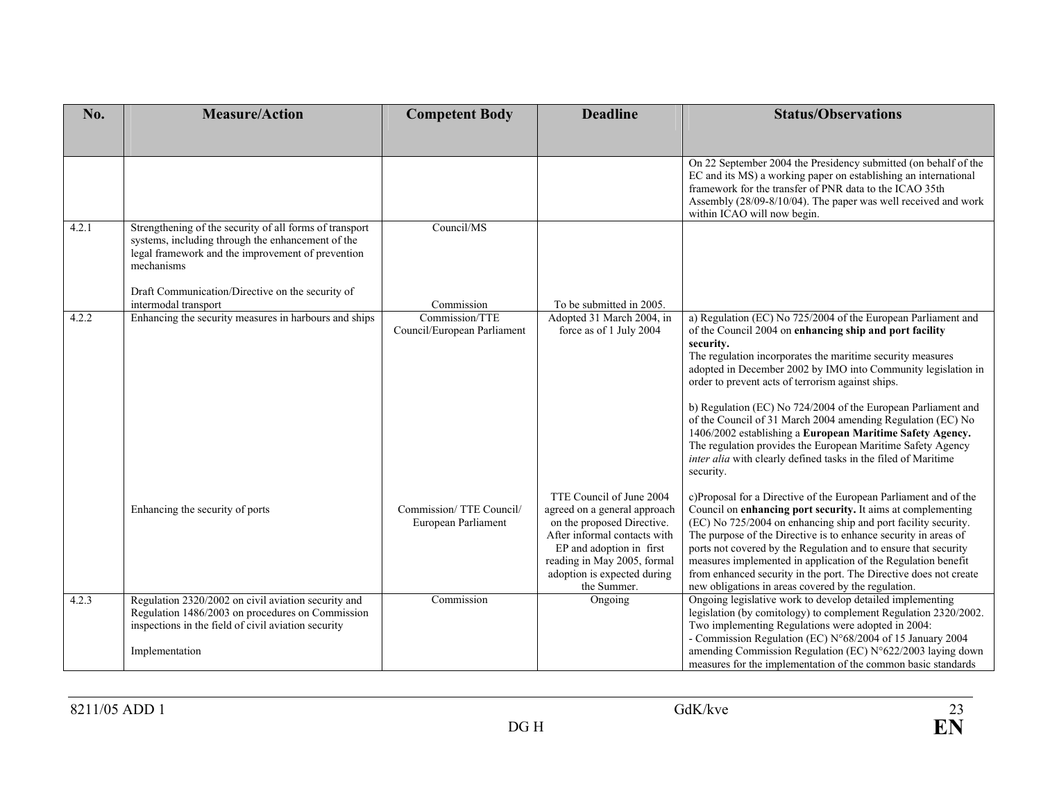| No. | Measure/Action | Competent Body | Deadline | Status/Observations |
|---|---|---|---|---|
| | | | | On 22 September 2004 the Presidency submitted (on behalf of the EC and its MS) a working paper on establishing an international framework for the transfer of PNR data to the ICAO 35th Assembly (28/09-8/10/04). The paper was well received and work within ICAO will now begin. |
| 4.2.1 | Strengthening of the security of all forms of transport systems, including through the enhancement of the legal framework and the improvement of prevention mechanisms<br><br>Draft Communication/Directive on the security of intermodal transport | Council/MS<br><br>Commission | To be submitted in 2005. | |
| 4.2.2 | Enhancing the security measures in harbours and ships<br><br>Enhancing the security of ports | Commission/TTE Council/European Parliament<br><br>Commission/ TTE Council/ European Parliament | Adopted 31 March 2004, in force as of 1 July 2004<br><br>TTE Council of June 2004 agreed on a general approach on the proposed Directive. After informal contacts with EP and adoption in first reading in May 2005, formal adoption is expected during the Summer. | a) Regulation (EC) No 725/2004 of the European Parliament and of the Council 2004 on **enhancing ship and port facility security.**<br>The regulation incorporates the maritime security measures adopted in December 2002 by IMO into Community legislation in order to prevent acts of terrorism against ships.<br><br>b) Regulation (EC) No 724/2004 of the European Parliament and of the Council of 31 March 2004 amending Regulation (EC) No 1406/2002 establishing a **European Maritime Safety Agency.** The regulation provides the European Maritime Safety Agency *inter alia* with clearly defined tasks in the filed of Maritime security.<br><br>c)Proposal for a Directive of the European Parliament and of the Council on **enhancing port security.** It aims at complementing (EC) No 725/2004 on enhancing ship and port facility security. The purpose of the Directive is to enhance security in areas of ports not covered by the Regulation and to ensure that security measures implemented in application of the Regulation benefit from enhanced security in the port. The Directive does not create new obligations in areas covered by the regulation. |
| 4.2.3 | Regulation 2320/2002 on civil aviation security and Regulation 1486/2003 on procedures on Commission inspections in the field of civil aviation security<br><br>Implementation | Commission | Ongoing | Ongoing legislative work to develop detailed implementing legislation (by comitology) to complement Regulation 2320/2002. Two implementing Regulations were adopted in 2004:<br>- Commission Regulation (EC) N°68/2004 of 15 January 2004 amending Commission Regulation (EC) N°622/2003 laying down measures for the implementation of the common basic standards |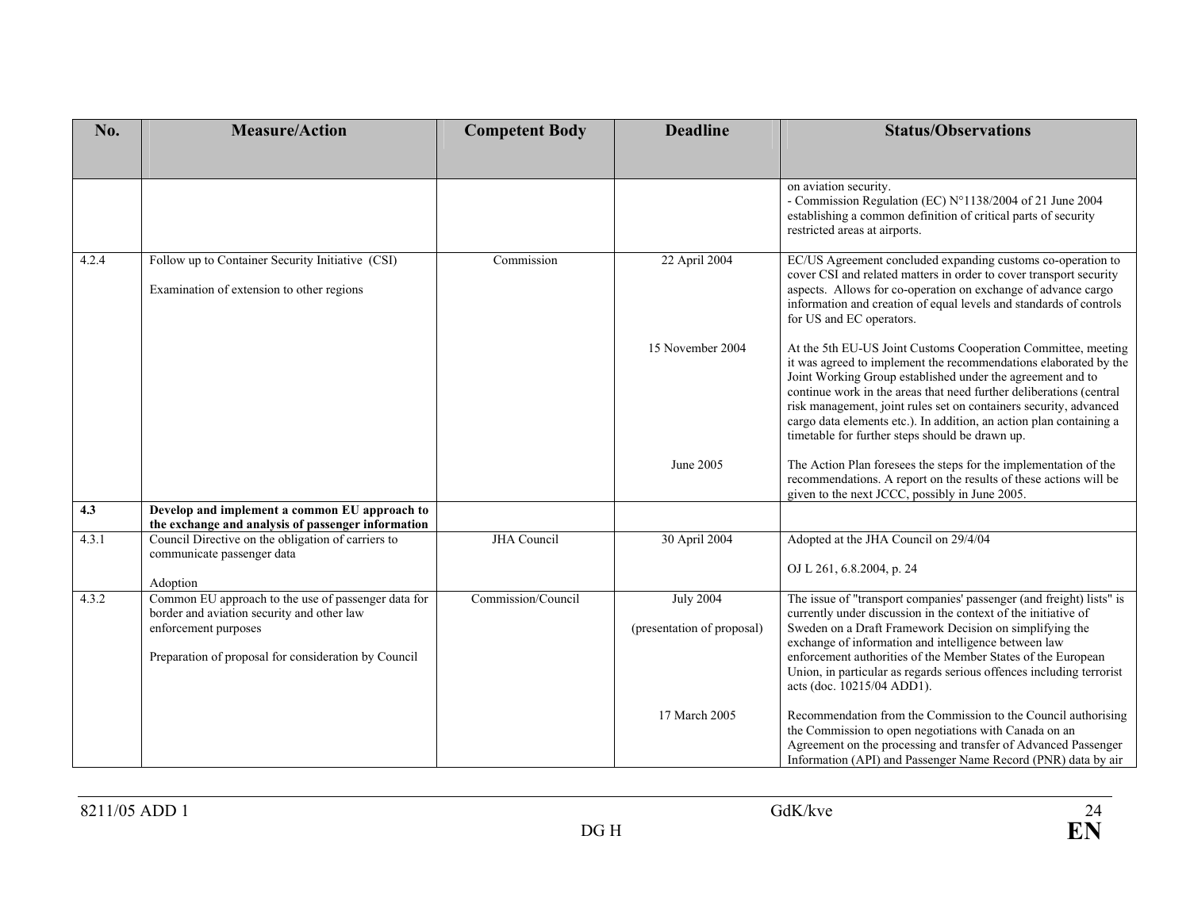| No. | Measure/Action | Competent Body | Deadline | Status/Observations |
|---|---|---|---|---|
| | | | | on aviation security.<br>- Commission Regulation (EC) N°1138/2004 of 21 June 2004 establishing a common definition of critical parts of security restricted areas at airports. |
| 4.2.4 | Follow up to Container Security Initiative (CSI)<br><br>Examination of extension to other regions | Commission | 22 April 2004 | EC/US Agreement concluded expanding customs co-operation to cover CSI and related matters in order to cover transport security aspects. Allows for co-operation on exchange of advance cargo information and creation of equal levels and standards of controls for US and EC operators. |
| | | | 15 November 2004 | At the 5th EU-US Joint Customs Cooperation Committee, meeting it was agreed to implement the recommendations elaborated by the Joint Working Group established under the agreement and to continue work in the areas that need further deliberations (central risk management, joint rules set on containers security, advanced cargo data elements etc.). In addition, an action plan containing a timetable for further steps should be drawn up. |
| | | | June 2005 | The Action Plan foresees the steps for the implementation of the recommendations. A report on the results of these actions will be given to the next JCCC, possibly in June 2005. |
| **4.3** | **Develop and implement a common EU approach to the exchange and analysis of passenger information** | | | |
| 4.3.1 | Council Directive on the obligation of carriers to communicate passenger data<br><br>Adoption | JHA Council | 30 April 2004 | Adopted at the JHA Council on 29/4/04<br><br>OJ L 261, 6.8.2004, p. 24 |
| 4.3.2 | Common EU approach to the use of passenger data for border and aviation security and other law enforcement purposes<br><br>Preparation of proposal for consideration by Council | Commission/Council | July 2004<br><br>(presentation of proposal) | The issue of "transport companies' passenger (and freight) lists" is currently under discussion in the context of the initiative of Sweden on a Draft Framework Decision on simplifying the exchange of information and intelligence between law enforcement authorities of the Member States of the European Union, in particular as regards serious offences including terrorist acts (doc. 10215/04 ADD1). |
| | | | 17 March 2005 | Recommendation from the Commission to the Council authorising the Commission to open negotiations with Canada on an Agreement on the processing and transfer of Advanced Passenger Information (API) and Passenger Name Record (PNR) data by air |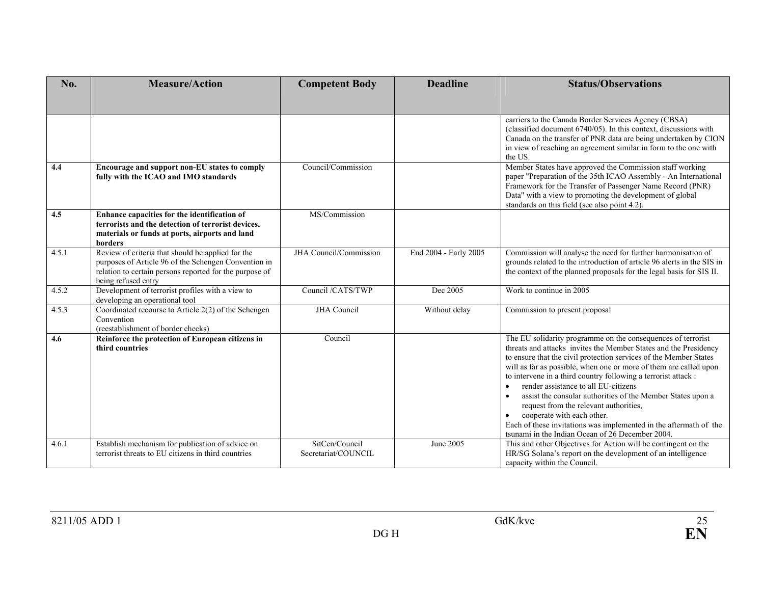| No. | Measure/Action | Competent Body | Deadline | Status/Observations |
|---|---|---|---|---|
| | | | | carriers to the Canada Border Services Agency (CBSA) (classified document 6740/05). In this context, discussions with Canada on the transfer of PNR data are being undertaken by CION in view of reaching an agreement similar in form to the one with the US. |
| **4.4** | **Encourage and support non-EU states to comply fully with the ICAO and IMO standards** | Council/Commission | | Member States have approved the Commission staff working paper "Preparation of the 35th ICAO Assembly - An International Framework for the Transfer of Passenger Name Record (PNR) Data" with a view to promoting the development of global standards on this field (see also point 4.2). |
| **4.5** | **Enhance capacities for the identification of terrorists and the detection of terrorist devices, materials or funds at ports, airports and land borders** | MS/Commission | | |
| 4.5.1 | Review of criteria that should be applied for the purposes of Article 96 of the Schengen Convention in relation to certain persons reported for the purpose of being refused entry | JHA Council/Commission | End 2004 - Early 2005 | Commission will analyse the need for further harmonisation of grounds related to the introduction of article 96 alerts in the SIS in the context of the planned proposals for the legal basis for SIS II. |
| 4.5.2 | Development of terrorist profiles with a view to developing an operational tool | Council /CATS/TWP | Dec 2005 | Work to continue in 2005 |
| 4.5.3 | Coordinated recourse to Article 2(2) of the Schengen Convention (reestablishment of border checks) | JHA Council | Without delay | Commission to present proposal |
| **4.6** | **Reinforce the protection of European citizens in third countries** | Council | | The EU solidarity programme on the consequences of terrorist threats and attacks invites the Member States and the Presidency to ensure that the civil protection services of the Member States will as far as possible, when one or more of them are called upon to intervene in a third country following a terrorist attack :<br>• render assistance to all EU-citizens<br>• assist the consular authorities of the Member States upon a request from the relevant authorities,<br>• cooperate with each other.<br>Each of these invitations was implemented in the aftermath of the tsunami in the Indian Ocean of 26 December 2004. |
| 4.6.1 | Establish mechanism for publication of advice on terrorist threats to EU citizens in third countries | SitCen/Council Secretariat/COUNCIL | June 2005 | This and other Objectives for Action will be contingent on the HR/SG Solana's report on the development of an intelligence capacity within the Council. |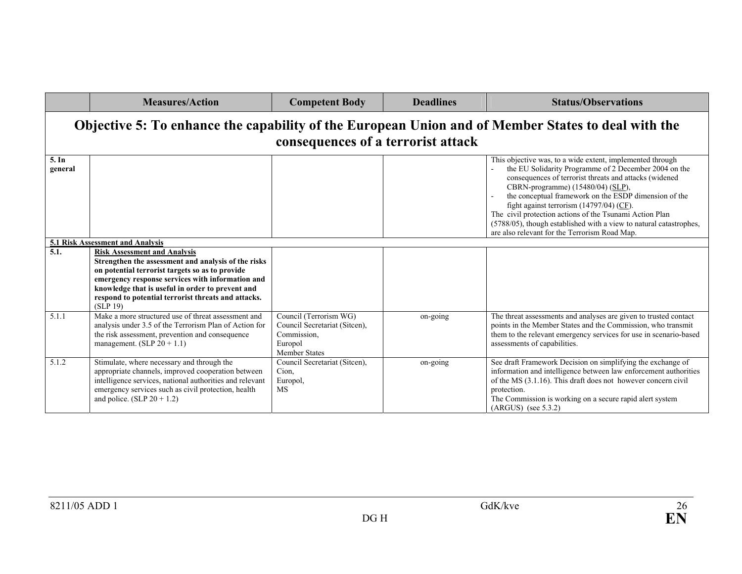| | Measures/Action | Competent Body | Deadlines | Status/Observations |
|---|---|---|---|---|
| **Objective 5: To enhance the capability of the European Union and of Member States to deal with the consequences of a terrorist attack** | | | | |
| **5. In general** | | | | This objective was, to a wide extent, implemented through<br>- the EU Solidarity Programme of 2 December 2004 on the consequences of terrorist threats and attacks (widened CBRN-programme) (15480/04) (SLP),<br>- the conceptual framework on the ESDP dimension of the fight against terrorism (14797/04) (CF).<br>The civil protection actions of the Tsunami Action Plan (5788/05), though established with a view to natural catastrophes, are also relevant for the Terrorism Road Map. |
| **5.1 Risk Assessment and Analysis** | | | | |
| **5.1.** | **Risk Assessment and Analysis**<br>**Strengthen the assessment and analysis of the risks on potential terrorist targets so as to provide emergency response services with information and knowledge that is useful in order to prevent and respond to potential terrorist threats and attacks.** (SLP 19) | | | |
| 5.1.1 | Make a more structured use of threat assessment and analysis under 3.5 of the Terrorism Plan of Action for the risk assessment, prevention and consequence management. (SLP 20 + 1.1) | Council (Terrorism WG)<br>Council Secretariat (Sitcen),<br>Commission,<br>Europol<br>Member States | on-going | The threat assessments and analyses are given to trusted contact points in the Member States and the Commission, who transmit them to the relevant emergency services for use in scenario-based assessments of capabilities. |
| 5.1.2 | Stimulate, where necessary and through the appropriate channels, improved cooperation between intelligence services, national authorities and relevant emergency services such as civil protection, health and police. (SLP 20 + 1.2) | Council Secretariat (Sitcen),<br>Cion,<br>Europol,<br>MS | on-going | See draft Framework Decision on simplifying the exchange of information and intelligence between law enforcement authorities of the MS (3.1.16). This draft does not however concern civil protection.<br>The Commission is working on a secure rapid alert system (ARGUS) (see 5.3.2) |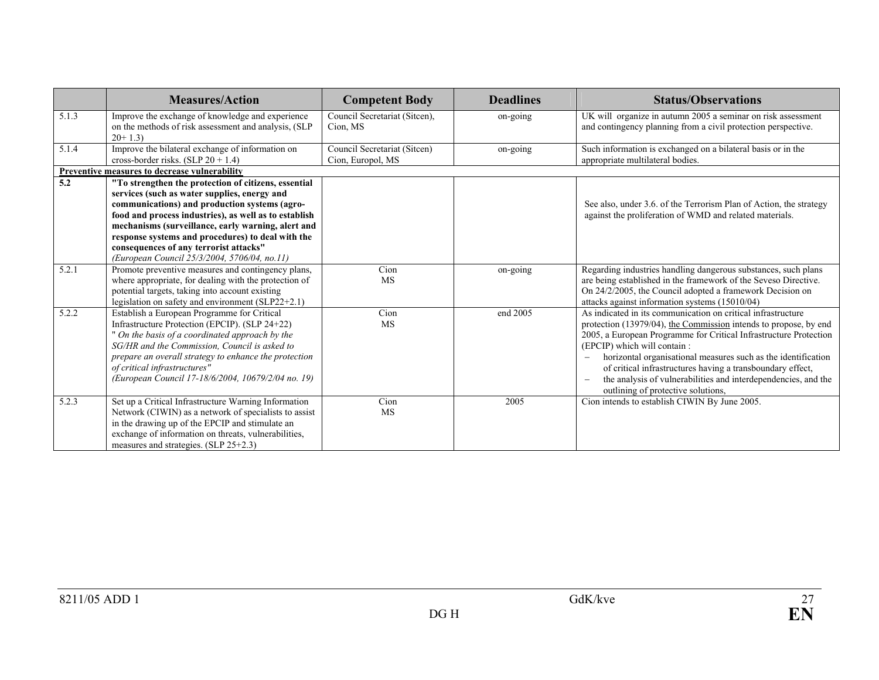| | Measures/Action | Competent Body | Deadlines | Status/Observations |
|---|---|---|---|---|
| 5.1.3 | Improve the exchange of knowledge and experience on the methods of risk assessment and analysis, (SLP 20+ 1.3) | Council Secretariat (Sitcen), Cion, MS | on-going | UK will organize in autumn 2005 a seminar on risk assessment and contingency planning from a civil protection perspective. |
| 5.1.4 | Improve the bilateral exchange of information on cross-border risks. (SLP 20 + 1.4) | Council Secretariat (Sitcen) Cion, Europol, MS | on-going | Such information is exchanged on a bilateral basis or in the appropriate multilateral bodies. |
| **Preventive measures to decrease vulnerability** | | | | |
| **5.2** | **"To strengthen the protection of citizens, essential services (such as water supplies, energy and communications) and production systems (agro-food and process industries), as well as to establish mechanisms (surveillance, early warning, alert and response systems and procedures) to deal with the consequences of any terrorist attacks"** *(European Council 25/3/2004, 5706/04, no.11)* | | | See also, under 3.6. of the Terrorism Plan of Action, the strategy against the proliferation of WMD and related materials. |
| 5.2.1 | Promote preventive measures and contingency plans, where appropriate, for dealing with the protection of potential targets, taking into account existing legislation on safety and environment (SLP22+2.1) | Cion MS | on-going | Regarding industries handling dangerous substances, such plans are being established in the framework of the Seveso Directive. On 24/2/2005, the Council adopted a framework Decision on attacks against information systems (15010/04) |
| 5.2.2 | Establish a European Programme for Critical Infrastructure Protection (EPCIP). (SLP 24+22) *" On the basis of a coordinated approach by the SG/HR and the Commission, Council is asked to prepare an overall strategy to enhance the protection of critical infrastructures"* *(European Council 17-18/6/2004, 10679/2/04 no. 19)* | Cion MS | end 2005 | As indicated in its communication on critical infrastructure protection (13979/04), the Commission intends to propose, by end 2005, a European Programme for Critical Infrastructure Protection (EPCIP) which will contain : – horizontal organisational measures such as the identification of critical infrastructures having a transboundary effect, – the analysis of vulnerabilities and interdependencies, and the outlining of protective solutions, |
| 5.2.3 | Set up a Critical Infrastructure Warning Information Network (CIWIN) as a network of specialists to assist in the drawing up of the EPCIP and stimulate an exchange of information on threats, vulnerabilities, measures and strategies. (SLP 25+2.3) | Cion MS | 2005 | Cion intends to establish CIWIN By June 2005. |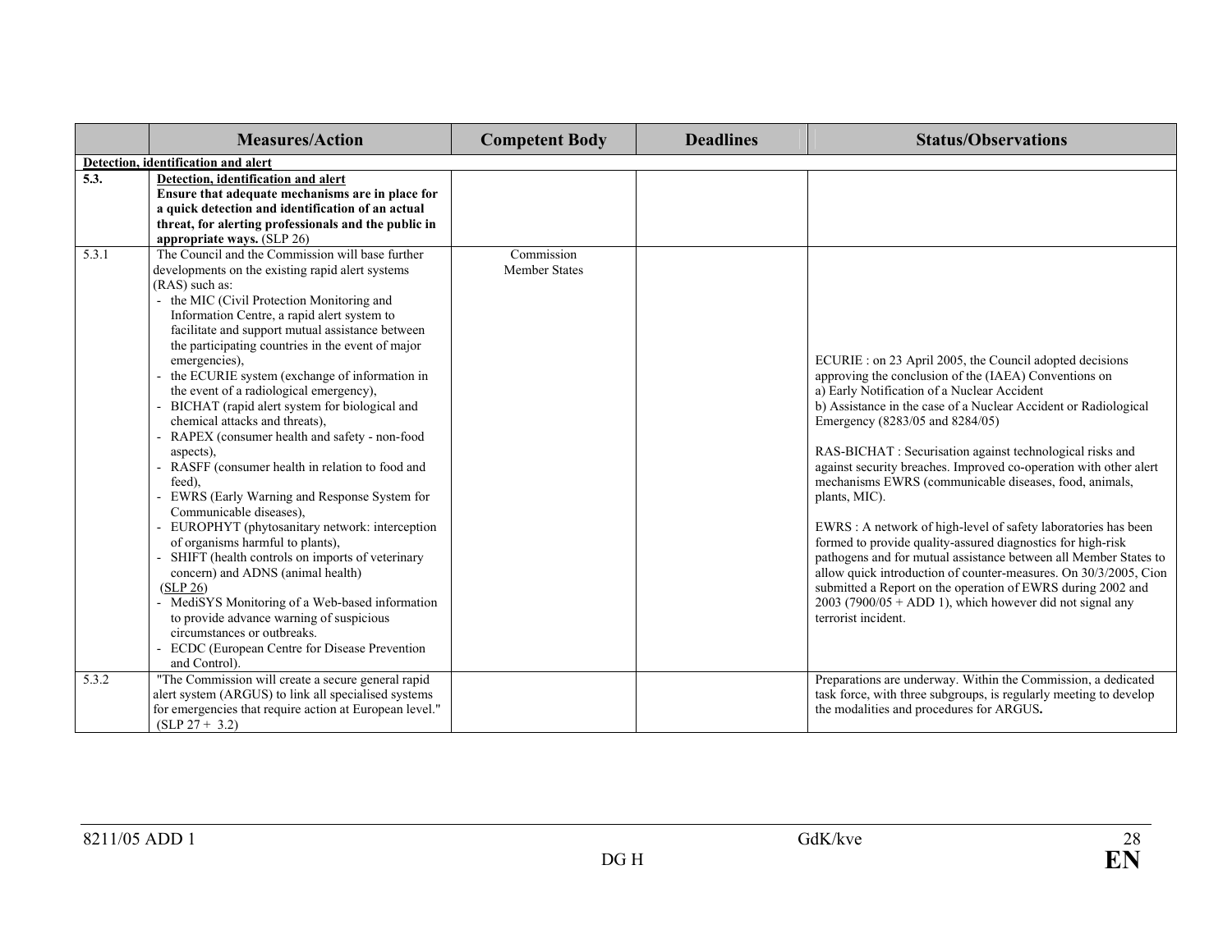| | Measures/Action | Competent Body | Deadlines | Status/Observations |
|---|---|---|---|---|
| **Detection, identification and alert** | | | | |
| **5.3.** | **Detection, identification and alert**<br>**Ensure that adequate mechanisms are in place for a quick detection and identification of an actual threat, for alerting professionals and the public in appropriate ways.** (SLP 26) | | | |
| 5.3.1 | The Council and the Commission will base further developments on the existing rapid alert systems (RAS) such as:<br>- the MIC (Civil Protection Monitoring and Information Centre, a rapid alert system to facilitate and support mutual assistance between the participating countries in the event of major emergencies),<br>- the ECURIE system (exchange of information in the event of a radiological emergency),<br>- BICHAT (rapid alert system for biological and chemical attacks and threats),<br>- RAPEX (consumer health and safety - non-food aspects),<br>- RASFF (consumer health in relation to food and feed),<br>- EWRS (Early Warning and Response System for Communicable diseases),<br>- EUROPHYT (phytosanitary network: interception of organisms harmful to plants),<br>- SHIFT (health controls on imports of veterinary concern) and ADNS (animal health)<br>(SLP 26)<br>- MediSYS Monitoring of a Web-based information to provide advance warning of suspicious circumstances or outbreaks.<br>- ECDC (European Centre for Disease Prevention and Control). | Commission<br>Member States | | ECURIE : on 23 April 2005, the Council adopted decisions approving the conclusion of the (IAEA) Conventions on<br>a) Early Notification of a Nuclear Accident<br>b) Assistance in the case of a Nuclear Accident or Radiological Emergency (8283/05 and 8284/05)<br><br>RAS-BICHAT : Securisation against technological risks and against security breaches. Improved co-operation with other alert mechanisms EWRS (communicable diseases, food, animals, plants, MIC).<br><br>EWRS : A network of high-level of safety laboratories has been formed to provide quality-assured diagnostics for high-risk pathogens and for mutual assistance between all Member States to allow quick introduction of counter-measures. On 30/3/2005, Cion submitted a Report on the operation of EWRS during 2002 and 2003 (7900/05 + ADD 1), which however did not signal any terrorist incident. |
| 5.3.2 | "The Commission will create a secure general rapid alert system (ARGUS) to link all specialised systems for emergencies that require action at European level." (SLP 27 + 3.2) | | | Preparations are underway. Within the Commission, a dedicated task force, with three subgroups, is regularly meeting to develop the modalities and procedures for ARGUS**.** |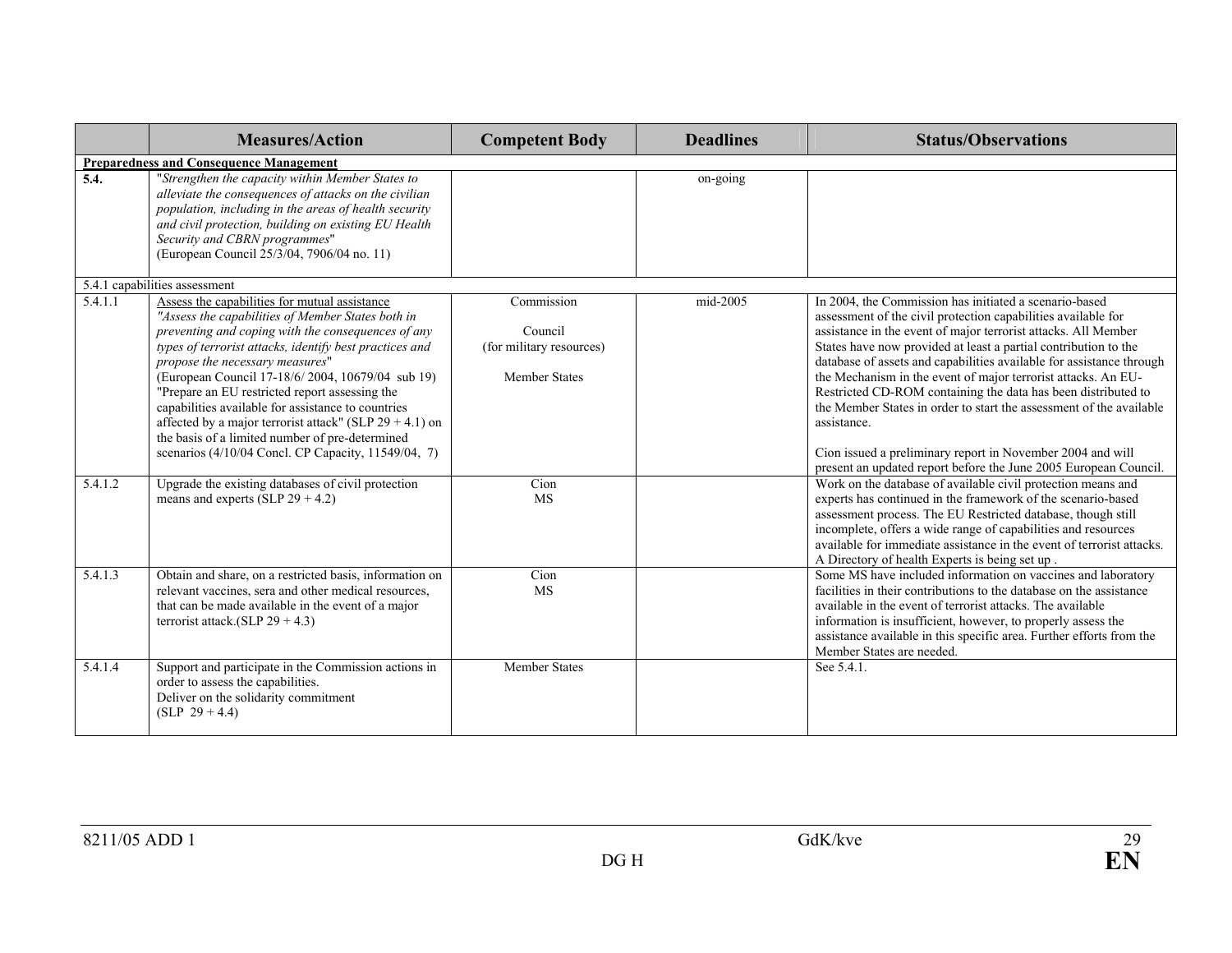| | Measures/Action | Competent Body | Deadlines | Status/Observations |
|---|---|---|---|---|
| **Preparedness and Consequence Management** | | | | |
| **5.4.** | "*Strengthen the capacity within Member States to alleviate the consequences of attacks on the civilian population, including in the areas of health security and civil protection, building on existing EU Health Security and CBRN programmes*" (European Council 25/3/04, 7906/04 no. 11) | | on-going | |
| 5.4.1 capabilities assessment | | | | |
| 5.4.1.1 | Assess the capabilities for mutual assistance *"Assess the capabilities of Member States both in preventing and coping with the consequences of any types of terrorist attacks, identify best practices and propose the necessary measures*" (European Council 17-18/6/ 2004, 10679/04 sub 19) "Prepare an EU restricted report assessing the capabilities available for assistance to countries affected by a major terrorist attack" (SLP 29 + 4.1) on the basis of a limited number of pre-determined scenarios (4/10/04 Concl. CP Capacity, 11549/04, 7) | Commission<br><br>Council (for military resources)<br><br>Member States | mid-2005 | In 2004, the Commission has initiated a scenario-based assessment of the civil protection capabilities available for assistance in the event of major terrorist attacks. All Member States have now provided at least a partial contribution to the database of assets and capabilities available for assistance through the Mechanism in the event of major terrorist attacks. An EU-Restricted CD-ROM containing the data has been distributed to the Member States in order to start the assessment of the available assistance.<br><br>Cion issued a preliminary report in November 2004 and will present an updated report before the June 2005 European Council. |
| 5.4.1.2 | Upgrade the existing databases of civil protection means and experts (SLP 29 + 4.2) | Cion<br>MS | | Work on the database of available civil protection means and experts has continued in the framework of the scenario-based assessment process. The EU Restricted database, though still incomplete, offers a wide range of capabilities and resources available for immediate assistance in the event of terrorist attacks. A Directory of health Experts is being set up . |
| 5.4.1.3 | Obtain and share, on a restricted basis, information on relevant vaccines, sera and other medical resources, that can be made available in the event of a major terrorist attack.(SLP 29 + 4.3) | Cion<br>MS | | Some MS have included information on vaccines and laboratory facilities in their contributions to the database on the assistance available in the event of terrorist attacks. The available information is insufficient, however, to properly assess the assistance available in this specific area. Further efforts from the Member States are needed. |
| 5.4.1.4 | Support and participate in the Commission actions in order to assess the capabilities.<br>Deliver on the solidarity commitment<br>(SLP 29 + 4.4) | Member States | | See 5.4.1. |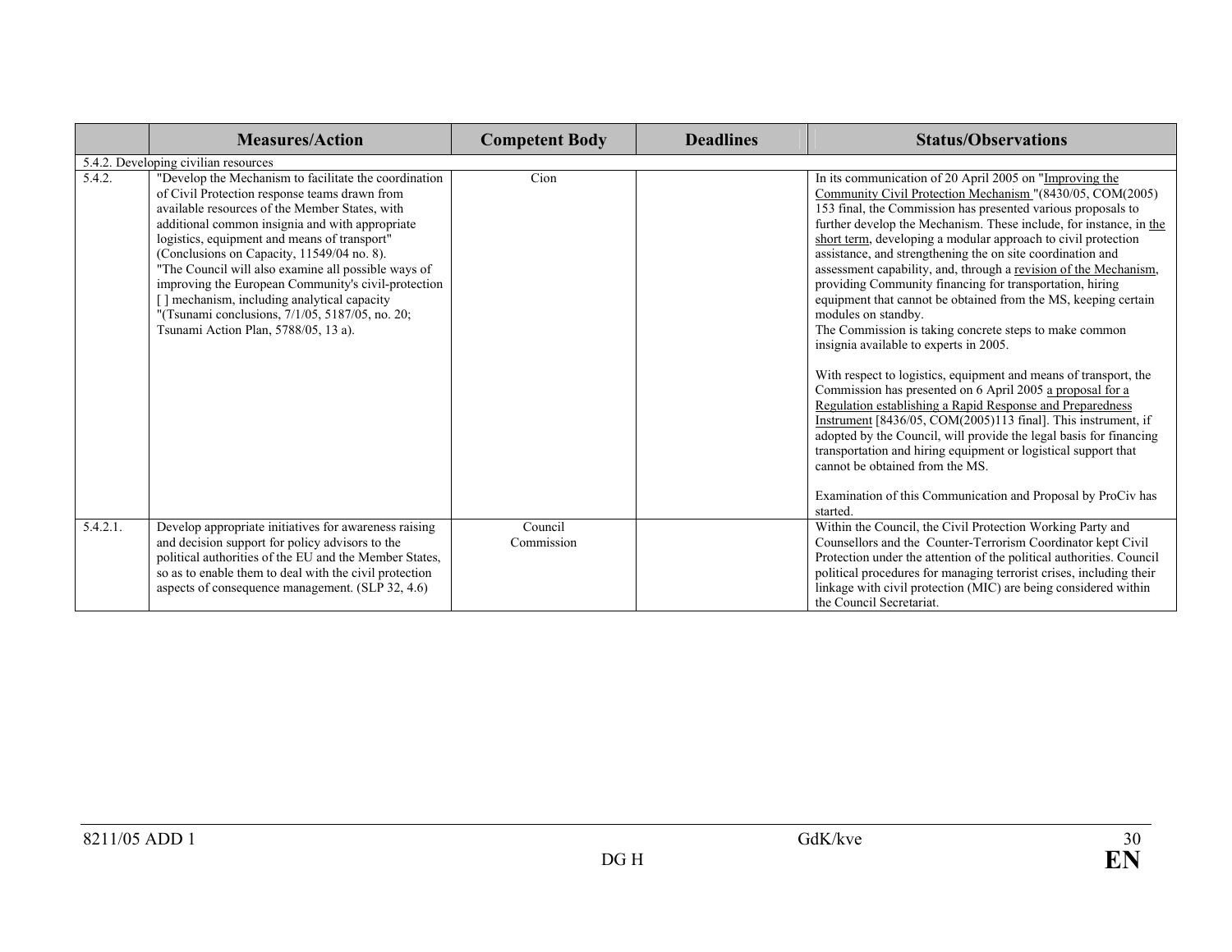| | Measures/Action | Competent Body | Deadlines | Status/Observations |
|---|---|---|---|---|
| 5.4.2. Developing civilian resources | | | | |
| 5.4.2. | "Develop the Mechanism to facilitate the coordination of Civil Protection response teams drawn from available resources of the Member States, with additional common insignia and with appropriate logistics, equipment and means of transport" (Conclusions on Capacity, 11549/04 no. 8).<br>"The Council will also examine all possible ways of improving the European Community's civil-protection [ ] mechanism, including analytical capacity "(Tsunami conclusions, 7/1/05, 5187/05, no. 20; Tsunami Action Plan, 5788/05, 13 a). | Cion | | In its communication of 20 April 2005 on "Improving the Community Civil Protection Mechanism "(8430/05, COM(2005) 153 final, the Commission has presented various proposals to further develop the Mechanism. These include, for instance, in the short term, developing a modular approach to civil protection assistance, and strengthening the on site coordination and assessment capability, and, through a revision of the Mechanism, providing Community financing for transportation, hiring equipment that cannot be obtained from the MS, keeping certain modules on standby.<br>The Commission is taking concrete steps to make common insignia available to experts in 2005.<br><br>With respect to logistics, equipment and means of transport, the Commission has presented on 6 April 2005 a proposal for a Regulation establishing a Rapid Response and Preparedness Instrument [8436/05, COM(2005)113 final]. This instrument, if adopted by the Council, will provide the legal basis for financing transportation and hiring equipment or logistical support that cannot be obtained from the MS.<br><br>Examination of this Communication and Proposal by ProCiv has started. |
| 5.4.2.1. | Develop appropriate initiatives for awareness raising and decision support for policy advisors to the political authorities of the EU and the Member States, so as to enable them to deal with the civil protection aspects of consequence management. (SLP 32, 4.6) | Council<br>Commission | | Within the Council, the Civil Protection Working Party and Counsellors and the Counter-Terrorism Coordinator kept Civil Protection under the attention of the political authorities. Council political procedures for managing terrorist crises, including their linkage with civil protection (MIC) are being considered within the Council Secretariat. |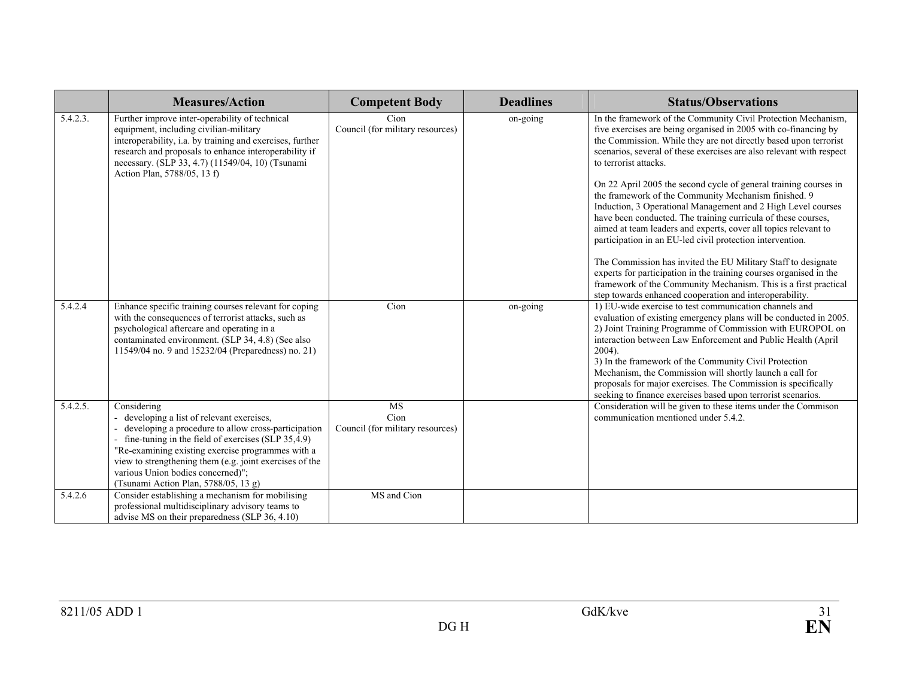| | Measures/Action | Competent Body | Deadlines | Status/Observations |
|---|---|---|---|---|
| 5.4.2.3. | Further improve inter-operability of technical equipment, including civilian-military interoperability, i.a. by training and exercises, further research and proposals to enhance interoperability if necessary. (SLP 33, 4.7) (11549/04, 10) (Tsunami Action Plan, 5788/05, 13 f) | Cion<br>Council (for military resources) | on-going | In the framework of the Community Civil Protection Mechanism, five exercises are being organised in 2005 with co-financing by the Commission. While they are not directly based upon terrorist scenarios, several of these exercises are also relevant with respect to terrorist attacks.<br><br>On 22 April 2005 the second cycle of general training courses in the framework of the Community Mechanism finished. 9 Induction, 3 Operational Management and 2 High Level courses have been conducted. The training curricula of these courses, aimed at team leaders and experts, cover all topics relevant to participation in an EU-led civil protection intervention.<br><br>The Commission has invited the EU Military Staff to designate experts for participation in the training courses organised in the framework of the Community Mechanism. This is a first practical step towards enhanced cooperation and interoperability. |
| 5.4.2.4 | Enhance specific training courses relevant for coping with the consequences of terrorist attacks, such as psychological aftercare and operating in a contaminated environment. (SLP 34, 4.8) (See also 11549/04 no. 9 and 15232/04 (Preparedness) no. 21) | Cion | on-going | 1) EU-wide exercise to test communication channels and evaluation of existing emergency plans will be conducted in 2005.<br>2) Joint Training Programme of Commission with EUROPOL on interaction between Law Enforcement and Public Health (April 2004).<br>3) In the framework of the Community Civil Protection Mechanism, the Commission will shortly launch a call for proposals for major exercises. The Commission is specifically seeking to finance exercises based upon terrorist scenarios. |
| 5.4.2.5. | Considering<br>- developing a list of relevant exercises,<br>- developing a procedure to allow cross-participation<br>- fine-tuning in the field of exercises (SLP 35,4.9)<br>"Re-examining existing exercise programmes with a view to strengthening them (e.g. joint exercises of the various Union bodies concerned)";<br>(Tsunami Action Plan, 5788/05, 13 g) | MS<br>Cion<br>Council (for military resources) | | Consideration will be given to these items under the Commison communication mentioned under 5.4.2. |
| 5.4.2.6 | Consider establishing a mechanism for mobilising professional multidisciplinary advisory teams to advise MS on their preparedness (SLP 36, 4.10) | MS and Cion | | |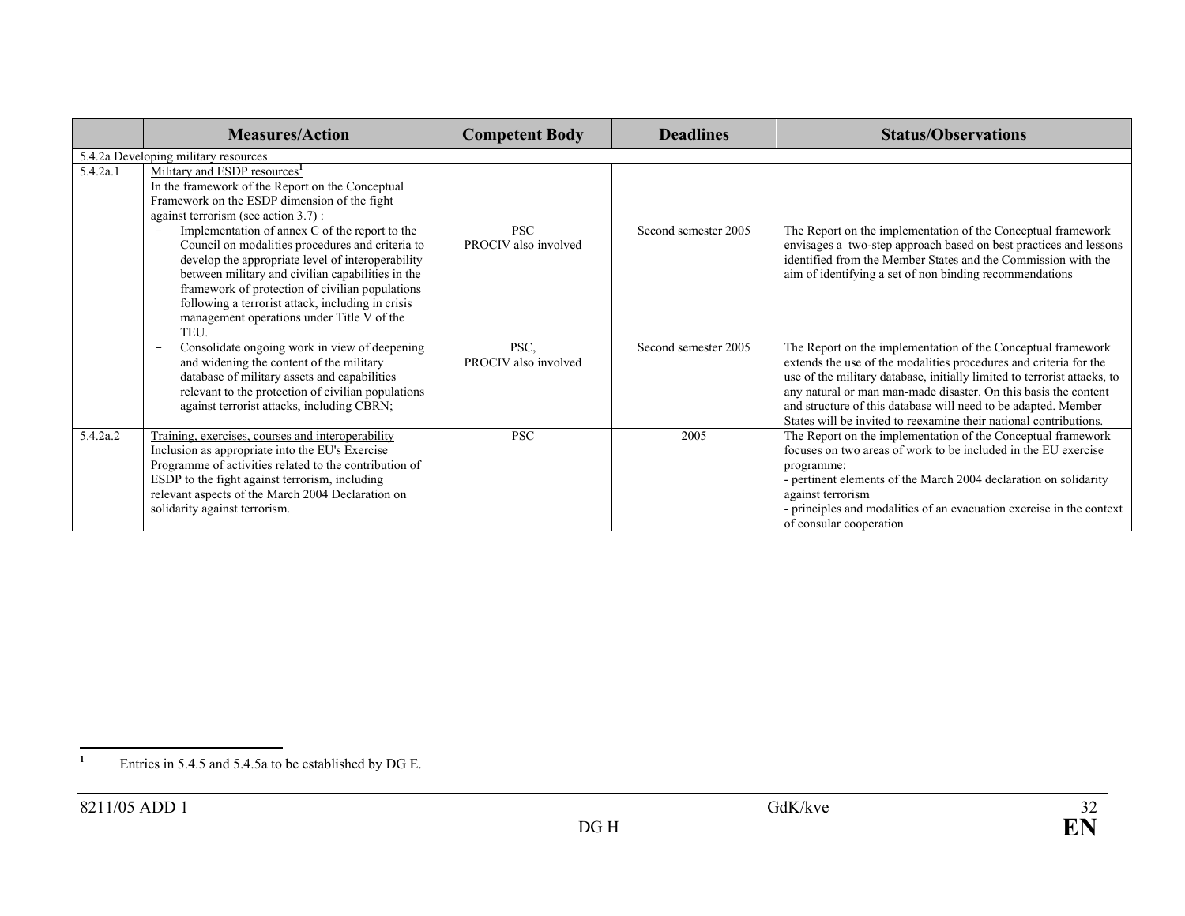| | Measures/Action | Competent Body | Deadlines | Status/Observations |
|---|---|---|---|---|
| 5.4.2a Developing military resources | | | | |
| 5.4.2a.1 | Military and ESDP resources[1]<br>In the framework of the Report on the Conceptual Framework on the ESDP dimension of the fight against terrorism (see action 3.7) : | | | |
| | – Implementation of annex C of the report to the Council on modalities procedures and criteria to develop the appropriate level of interoperability between military and civilian capabilities in the framework of protection of civilian populations following a terrorist attack, including in crisis management operations under Title V of the TEU. | PSC<br>PROCIV also involved | Second semester 2005 | The Report on the implementation of the Conceptual framework envisages a two-step approach based on best practices and lessons identified from the Member States and the Commission with the aim of identifying a set of non binding recommendations |
| | – Consolidate ongoing work in view of deepening and widening the content of the military database of military assets and capabilities relevant to the protection of civilian populations against terrorist attacks, including CBRN; | PSC,<br>PROCIV also involved | Second semester 2005 | The Report on the implementation of the Conceptual framework extends the use of the modalities procedures and criteria for the use of the military database, initially limited to terrorist attacks, to any natural or man man-made disaster. On this basis the content and structure of this database will need to be adapted. Member States will be invited to reexamine their national contributions. |
| 5.4.2a.2 | Training, exercises, courses and interoperability<br>Inclusion as appropriate into the EU's Exercise Programme of activities related to the contribution of ESDP to the fight against terrorism, including relevant aspects of the March 2004 Declaration on solidarity against terrorism. | PSC | 2005 | The Report on the implementation of the Conceptual framework focuses on two areas of work to be included in the EU exercise programme:<br>- pertinent elements of the March 2004 declaration on solidarity against terrorism<br>- principles and modalities of an evacuation exercise in the context of consular cooperation |

[1] Entries in 5.4.5 and 5.4.5a to be established by DG E.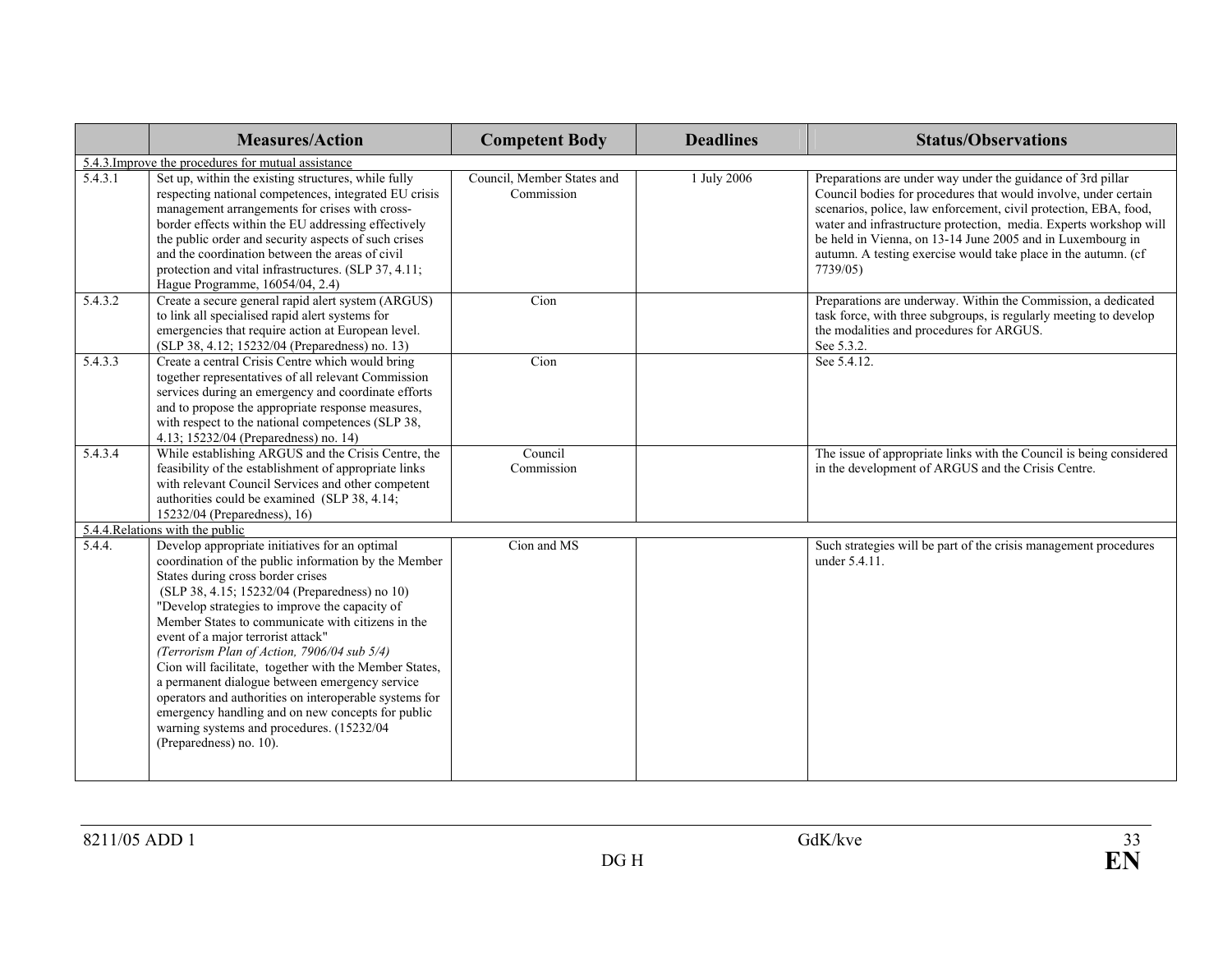| | Measures/Action | Competent Body | Deadlines | Status/Observations |
|---|---|---|---|---|
| 5.4.3.Improve the procedures for mutual assistance | | | | |
| 5.4.3.1 | Set up, within the existing structures, while fully respecting national competences, integrated EU crisis management arrangements for crises with cross-border effects within the EU addressing effectively the public order and security aspects of such crises and the coordination between the areas of civil protection and vital infrastructures. (SLP 37, 4.11; Hague Programme, 16054/04, 2.4) | Council, Member States and Commission | 1 July 2006 | Preparations are under way under the guidance of 3rd pillar Council bodies for procedures that would involve, under certain scenarios, police, law enforcement, civil protection, EBA, food, water and infrastructure protection, media. Experts workshop will be held in Vienna, on 13-14 June 2005 and in Luxembourg in autumn. A testing exercise would take place in the autumn. (cf 7739/05) |
| 5.4.3.2 | Create a secure general rapid alert system (ARGUS) to link all specialised rapid alert systems for emergencies that require action at European level. (SLP 38, 4.12; 15232/04 (Preparedness) no. 13) | Cion | | Preparations are underway. Within the Commission, a dedicated task force, with three subgroups, is regularly meeting to develop the modalities and procedures for ARGUS.<br>See 5.3.2. |
| 5.4.3.3 | Create a central Crisis Centre which would bring together representatives of all relevant Commission services during an emergency and coordinate efforts and to propose the appropriate response measures, with respect to the national competences (SLP 38, 4.13; 15232/04 (Preparedness) no. 14) | Cion | | See 5.4.12. |
| 5.4.3.4 | While establishing ARGUS and the Crisis Centre, the feasibility of the establishment of appropriate links with relevant Council Services and other competent authorities could be examined (SLP 38, 4.14; 15232/04 (Preparedness), 16) | Council<br>Commission | | The issue of appropriate links with the Council is being considered in the development of ARGUS and the Crisis Centre. |
| 5.4.4.Relations with the public | | | | |
| 5.4.4. | Develop appropriate initiatives for an optimal coordination of the public information by the Member States during cross border crises<br>(SLP 38, 4.15; 15232/04 (Preparedness) no 10)<br>"Develop strategies to improve the capacity of Member States to communicate with citizens in the event of a major terrorist attack"<br>*(Terrorism Plan of Action, 7906/04 sub 5/4)*<br>Cion will facilitate, together with the Member States, a permanent dialogue between emergency service operators and authorities on interoperable systems for emergency handling and on new concepts for public warning systems and procedures. (15232/04 (Preparedness) no. 10). | Cion and MS | | Such strategies will be part of the crisis management procedures under 5.4.11. |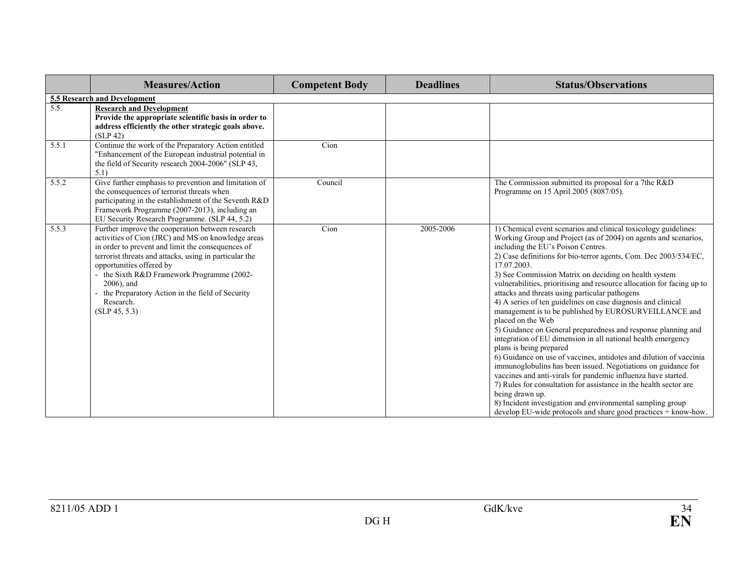| | Measures/Action | Competent Body | Deadlines | Status/Observations |
|---|---|---|---|---|
| **5.5 Research and Development** | | | | |
| 5.5. | **Research and Development** **Provide the appropriate scientific basis in order to address efficiently the other strategic goals above.** (SLP 42) | | | |
| 5.5.1 | Continue the work of the Preparatory Action entitled "Enhancement of the European industrial potential in the field of Security research 2004-2006" (SLP 43, 5.1) | Cion | | |
| 5.5.2 | Give further emphasis to prevention and limitation of the consequences of terrorist threats when participating in the establishment of the Seventh R&D Framework Programme (2007-2013), including an EU Security Research Programme. (SLP 44, 5.2) | Council | | The Commission submitted its proposal for a 7the R&D Programme on 15 April 2005 (8087/05). |
| 5.5.3 | Further improve the cooperation between research activities of Cion (JRC) and MS on knowledge areas in order to prevent and limit the consequences of terrorist threats and attacks, using in particular the opportunities offered by<br>- the Sixth R&D Framework Programme (2002-2006), and<br>- the Preparatory Action in the field of Security Research.<br>(SLP 45, 5.3) | Cion | 2005-2006 | 1) Chemical event scenarios and clinical toxicology guidelines: Working Group and Project (as of 2004) on agents and scenarios, including the EU's Poison Centres.<br>2) Case definitions for bio-terror agents, Com. Dec 2003/534/EC, 17.07.2003.<br>3) See Commission Matrix on deciding on health system vulnerabilities, prioritising and resource allocation for facing up to attacks and threats using particular pathogens<br>4) A series of ten guidelines on case diagnosis and clinical management is to be published by EUROSURVEILLANCE and placed on the Web<br>5) Guidance on General preparedness and response planning and integration of EU dimension in all national health emergency plans is being prepared<br>6) Guidance on use of vaccines, antidotes and dilution of vaccinia immunoglobulins has been issued. Negotiations on guidance for vaccines and anti-virals for pandemic influenza have started.<br>7) Rules for consultation for assistance in the health sector are being drawn up.<br>8) Incident investigation and environmental sampling group develop EU-wide protocols and share good practices + know-how. |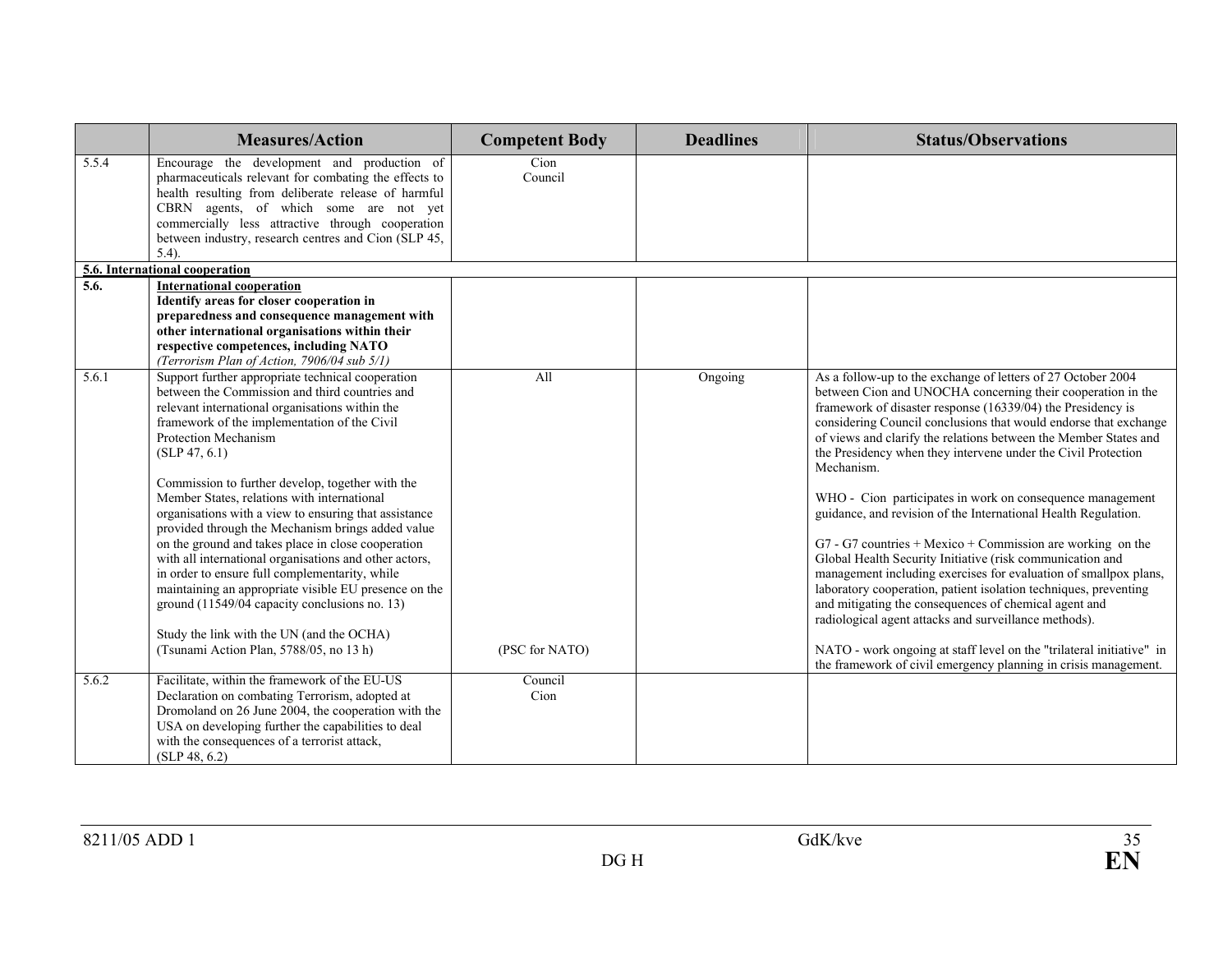| | Measures/Action | Competent Body | Deadlines | Status/Observations |
|---|---|---|---|---|
| 5.5.4 | Encourage the development and production of pharmaceuticals relevant for combating the effects to health resulting from deliberate release of harmful CBRN agents, of which some are not yet commercially less attractive through cooperation between industry, research centres and Cion (SLP 45, 5.4). | Cion<br>Council | | |
| **5.6. International cooperation** | | | | |
| **5.6.** | **International cooperation**<br>**Identify areas for closer cooperation in preparedness and consequence management with other international organisations within their respective competences, including NATO**<br>*(Terrorism Plan of Action, 7906/04 sub 5/1)* | | | |
| 5.6.1 | Support further appropriate technical cooperation between the Commission and third countries and relevant international organisations within the framework of the implementation of the Civil Protection Mechanism<br>(SLP 47, 6.1)<br><br>Commission to further develop, together with the Member States, relations with international organisations with a view to ensuring that assistance provided through the Mechanism brings added value on the ground and takes place in close cooperation with all international organisations and other actors, in order to ensure full complementarity, while maintaining an appropriate visible EU presence on the ground (11549/04 capacity conclusions no. 13)<br><br>Study the link with the UN (and the OCHA)<br>(Tsunami Action Plan, 5788/05, no 13 h) | All<br><br>(PSC for NATO) | Ongoing | As a follow-up to the exchange of letters of 27 October 2004 between Cion and UNOCHA concerning their cooperation in the framework of disaster response (16339/04) the Presidency is considering Council conclusions that would endorse that exchange of views and clarify the relations between the Member States and the Presidency when they intervene under the Civil Protection Mechanism.<br><br>WHO - Cion participates in work on consequence management guidance, and revision of the International Health Regulation.<br><br>G7 - G7 countries + Mexico + Commission are working on the Global Health Security Initiative (risk communication and management including exercises for evaluation of smallpox plans, laboratory cooperation, patient isolation techniques, preventing and mitigating the consequences of chemical agent and radiological agent attacks and surveillance methods).<br><br>NATO - work ongoing at staff level on the "trilateral initiative" in the framework of civil emergency planning in crisis management. |
| 5.6.2 | Facilitate, within the framework of the EU-US Declaration on combating Terrorism, adopted at Dromoland on 26 June 2004, the cooperation with the USA on developing further the capabilities to deal with the consequences of a terrorist attack,<br>(SLP 48, 6.2) | Council<br>Cion | | |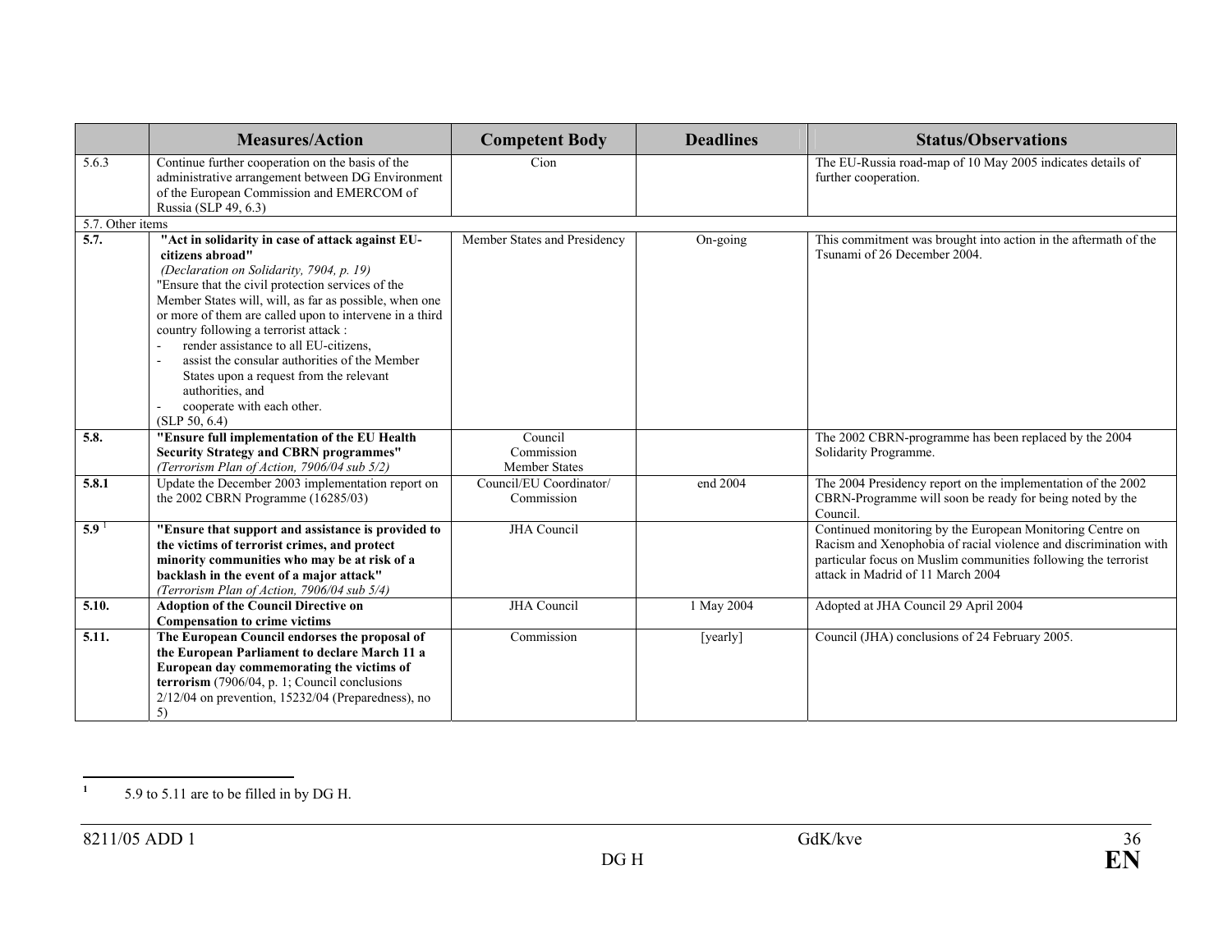| | Measures/Action | Competent Body | Deadlines | Status/Observations |
|---|---|---|---|---|
| 5.6.3 | Continue further cooperation on the basis of the administrative arrangement between DG Environment of the European Commission and EMERCOM of Russia (SLP 49, 6.3) | Cion | | The EU-Russia road-map of 10 May 2005 indicates details of further cooperation. |
| 5.7. Other items | | | | |
| **5.7.** | **"Act in solidarity in case of attack against EU-citizens abroad"** *(Declaration on Solidarity, 7904, p. 19)* "Ensure that the civil protection services of the Member States will, will, as far as possible, when one or more of them are called upon to intervene in a third country following a terrorist attack : - render assistance to all EU-citizens, - assist the consular authorities of the Member States upon a request from the relevant authorities, and - cooperate with each other. (SLP 50, 6.4) | Member States and Presidency | On-going | This commitment was brought into action in the aftermath of the Tsunami of 26 December 2004. |
| **5.8.** | **"Ensure full implementation of the EU Health Security Strategy and CBRN programmes"** *(Terrorism Plan of Action, 7906/04 sub 5/2)* | Council Commission Member States | | The 2002 CBRN-programme has been replaced by the 2004 Solidarity Programme. |
| **5.8.1** | Update the December 2003 implementation report on the 2002 CBRN Programme (16285/03) | Council/EU Coordinator/ Commission | end 2004 | The 2004 Presidency report on the implementation of the 2002 CBRN-Programme will soon be ready for being noted by the Council. |
| **5.9** [1] | **"Ensure that support and assistance is provided to the victims of terrorist crimes, and protect minority communities who may be at risk of a backlash in the event of a major attack"** *(Terrorism Plan of Action, 7906/04 sub 5/4)* | JHA Council | | Continued monitoring by the European Monitoring Centre on Racism and Xenophobia of racial violence and discrimination with particular focus on Muslim communities following the terrorist attack in Madrid of 11 March 2004 |
| **5.10.** | **Adoption of the Council Directive on Compensation to crime victims** | JHA Council | 1 May 2004 | Adopted at JHA Council 29 April 2004 |
| **5.11.** | **The European Council endorses the proposal of the European Parliament to declare March 11 a European day commemorating the victims of terrorism** (7906/04, p. 1; Council conclusions 2/12/04 on prevention, 15232/04 (Preparedness), no 5) | Commission | [yearly] | Council (JHA) conclusions of 24 February 2005. |

[1] 5.9 to 5.11 are to be filled in by DG H.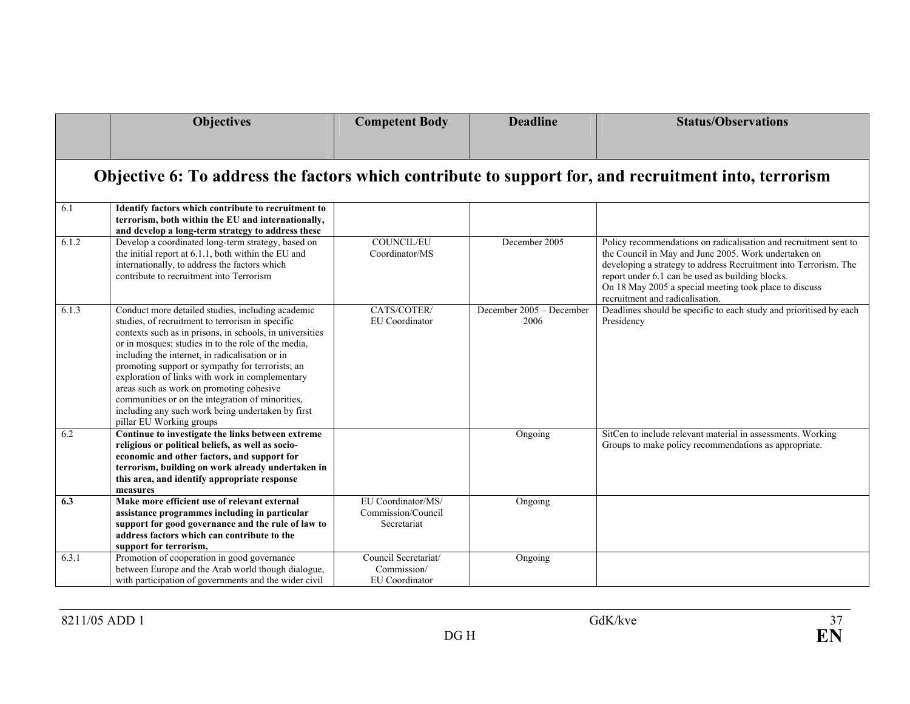| | Objectives | Competent Body | Deadline | Status/Observations |
|---|---|---|---|---|
| **Objective 6: To address the factors which contribute to support for, and recruitment into, terrorism** | | | | |
| 6.1 | **Identify factors which contribute to recruitment to terrorism, both within the EU and internationally, and develop a long-term strategy to address these** | | | |
| 6.1.2 | Develop a coordinated long-term strategy, based on the initial report at 6.1.1, both within the EU and internationally, to address the factors which contribute to recruitment into Terrorism | COUNCIL/EU Coordinator/MS | December 2005 | Policy recommendations on radicalisation and recruitment sent to the Council in May and June 2005. Work undertaken on developing a strategy to address Recruitment into Terrorism. The report under 6.1 can be used as building blocks.<br>On 18 May 2005 a special meeting took place to discuss recruitment and radicalisation. |
| 6.1.3 | Conduct more detailed studies, including academic studies, of recruitment to terrorism in specific contexts such as in prisons, in schools, in universities or in mosques; studies in to the role of the media, including the internet, in radicalisation or in promoting support or sympathy for terrorists; an exploration of links with work in complementary areas such as work on promoting cohesive communities or on the integration of minorities, including any such work being undertaken by first pillar EU Working groups | CATS/COTER/ EU Coordinator | December 2005 – December 2006 | Deadlines should be specific to each study and prioritised by each Presidency |
| 6.2 | **Continue to investigate the links between extreme religious or political beliefs, as well as socio-economic and other factors, and support for terrorism, building on work already undertaken in this area, and identify appropriate response measures** | | Ongoing | SitCen to include relevant material in assessments. Working Groups to make policy recommendations as appropriate. |
| **6.3** | **Make more efficient use of relevant external assistance programmes including in particular support for good governance and the rule of law to address factors which can contribute to the support for terrorism,** | EU Coordinator/MS/ Commission/Council Secretariat | Ongoing | |
| 6.3.1 | Promotion of cooperation in good governance between Europe and the Arab world though dialogue, with participation of governments and the wider civil | Council Secretariat/ Commission/ EU Coordinator | Ongoing | |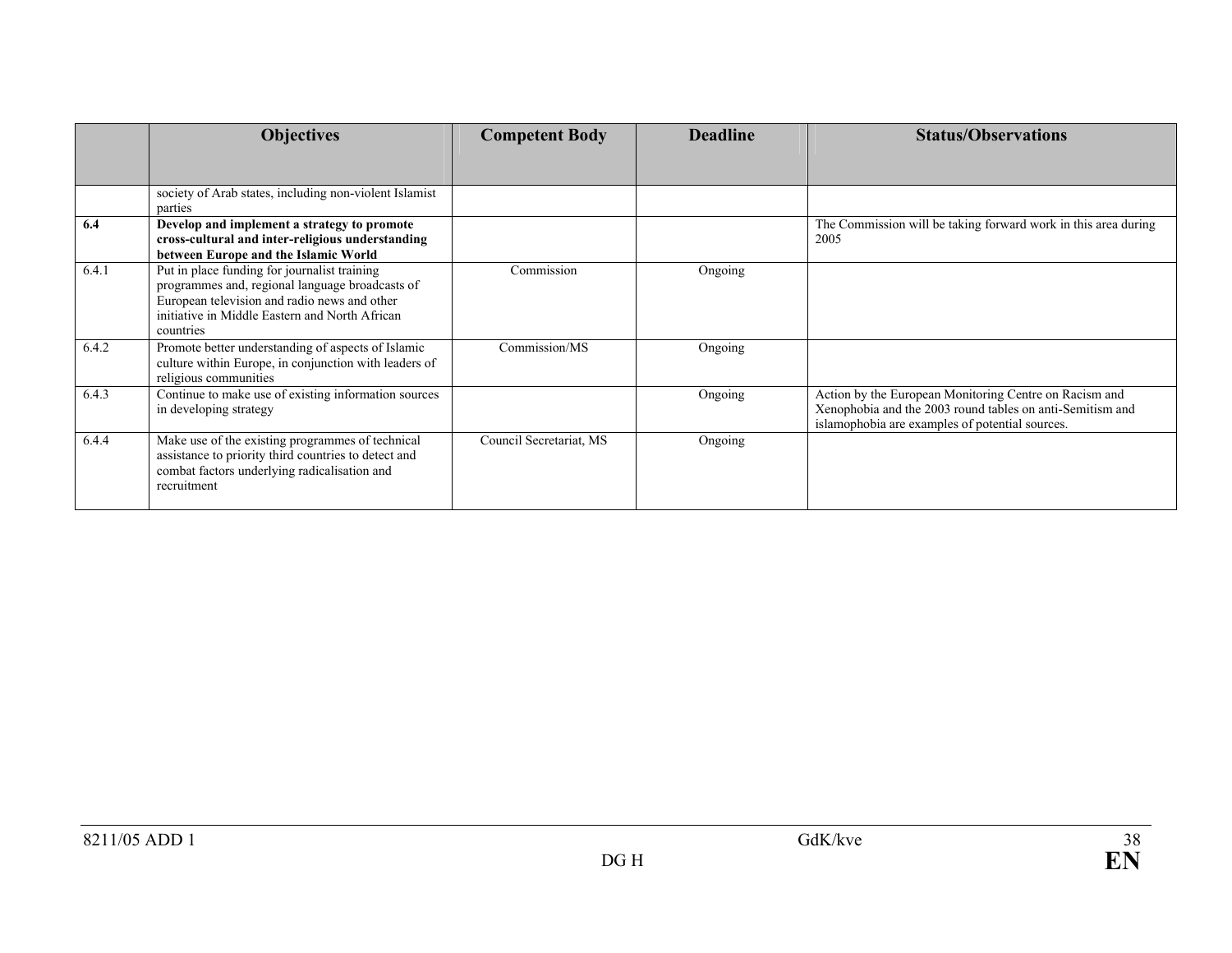| | Objectives | Competent Body | Deadline | Status/Observations |
|---|---|---|---|---|
| | society of Arab states, including non-violent Islamist parties | | | |
| **6.4** | **Develop and implement a strategy to promote cross-cultural and inter-religious understanding between Europe and the Islamic World** | | | The Commission will be taking forward work in this area during 2005 |
| 6.4.1 | Put in place funding for journalist training programmes and, regional language broadcasts of European television and radio news and other initiative in Middle Eastern and North African countries | Commission | Ongoing | |
| 6.4.2 | Promote better understanding of aspects of Islamic culture within Europe, in conjunction with leaders of religious communities | Commission/MS | Ongoing | |
| 6.4.3 | Continue to make use of existing information sources in developing strategy | | Ongoing | Action by the European Monitoring Centre on Racism and Xenophobia and the 2003 round tables on anti-Semitism and islamophobia are examples of potential sources. |
| 6.4.4 | Make use of the existing programmes of technical assistance to priority third countries to detect and combat factors underlying radicalisation and recruitment | Council Secretariat, MS | Ongoing | |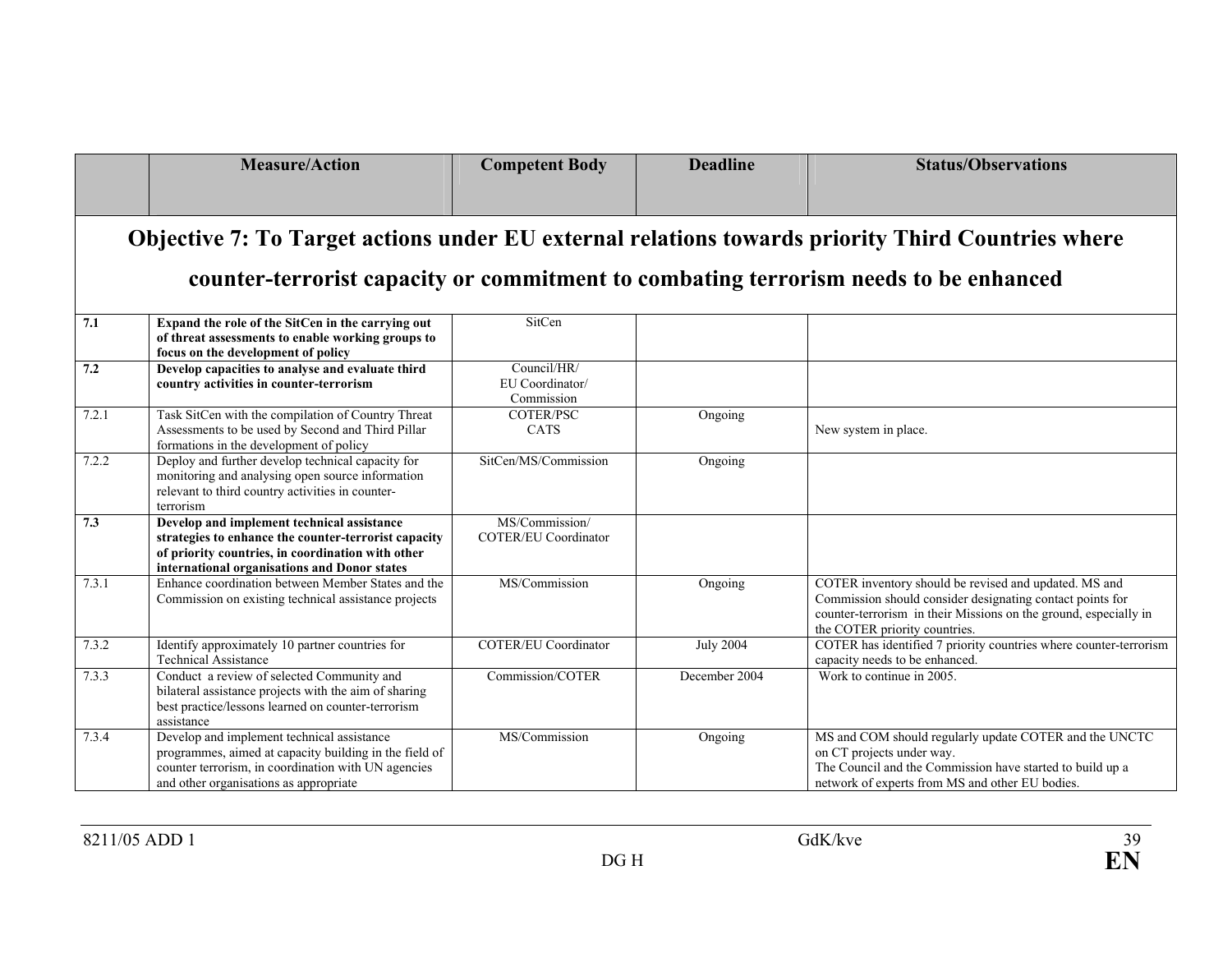| | Measure/Action | Competent Body | Deadline | Status/Observations |
|---|---|---|---|---|
| **Objective 7: To Target actions under EU external relations towards priority Third Countries where counter-terrorist capacity or commitment to combating terrorism needs to be enhanced** | | | | |
| **7.1** | **Expand the role of the SitCen in the carrying out of threat assessments to enable working groups to focus on the development of policy** | SitCen | | |
| **7.2** | **Develop capacities to analyse and evaluate third country activities in counter-terrorism** | Council/HR/ EU Coordinator/ Commission | | |
| 7.2.1 | Task SitCen with the compilation of Country Threat Assessments to be used by Second and Third Pillar formations in the development of policy | COTER/PSC CATS | Ongoing | New system in place. |
| 7.2.2 | Deploy and further develop technical capacity for monitoring and analysing open source information relevant to third country activities in counter-terrorism | SitCen/MS/Commission | Ongoing | |
| **7.3** | **Develop and implement technical assistance strategies to enhance the counter-terrorist capacity of priority countries, in coordination with other international organisations and Donor states** | MS/Commission/ COTER/EU Coordinator | | |
| 7.3.1 | Enhance coordination between Member States and the Commission on existing technical assistance projects | MS/Commission | Ongoing | COTER inventory should be revised and updated. MS and Commission should consider designating contact points for counter-terrorism in their Missions on the ground, especially in the COTER priority countries. |
| 7.3.2 | Identify approximately 10 partner countries for Technical Assistance | COTER/EU Coordinator | July 2004 | COTER has identified 7 priority countries where counter-terrorism capacity needs to be enhanced. |
| 7.3.3 | Conduct a review of selected Community and bilateral assistance projects with the aim of sharing best practice/lessons learned on counter-terrorism assistance | Commission/COTER | December 2004 | Work to continue in 2005. |
| 7.3.4 | Develop and implement technical assistance programmes, aimed at capacity building in the field of counter terrorism, in coordination with UN agencies and other organisations as appropriate | MS/Commission | Ongoing | MS and COM should regularly update COTER and the UNCTC on CT projects under way. The Council and the Commission have started to build up a network of experts from MS and other EU bodies. |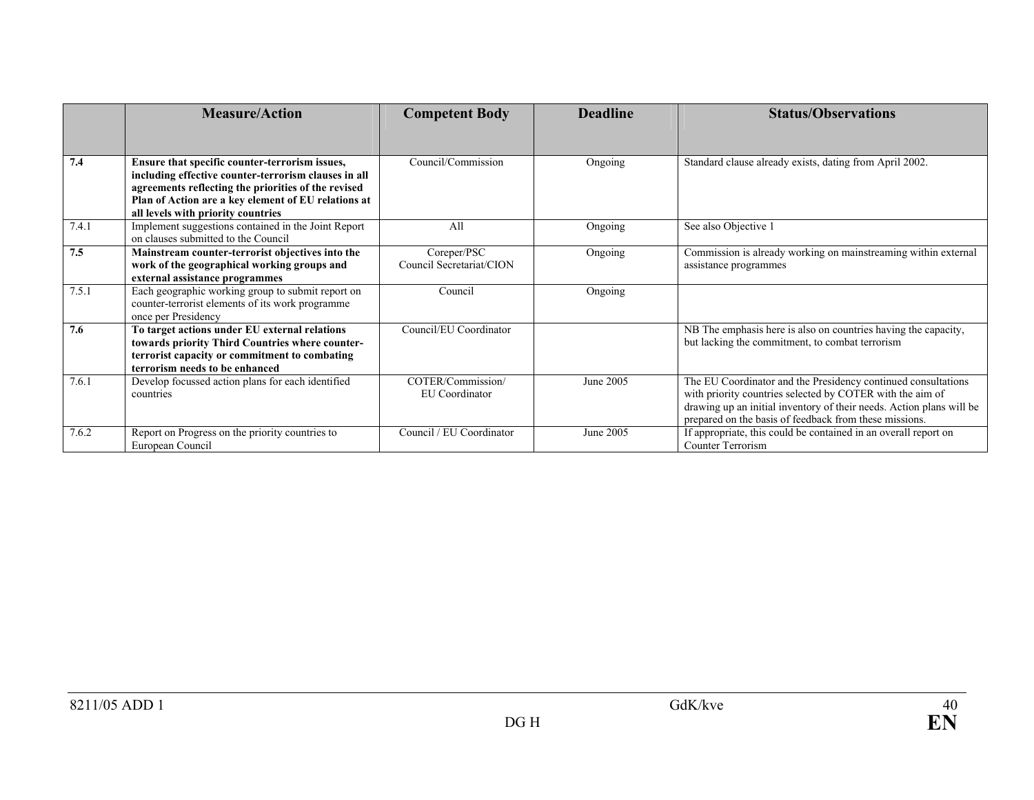| | Measure/Action | Competent Body | Deadline | Status/Observations |
|---|---|---|---|---|
| **7.4** | **Ensure that specific counter-terrorism issues, including effective counter-terrorism clauses in all agreements reflecting the priorities of the revised Plan of Action are a key element of EU relations at all levels with priority countries** | Council/Commission | Ongoing | Standard clause already exists, dating from April 2002. |
| 7.4.1 | Implement suggestions contained in the Joint Report on clauses submitted to the Council | All | Ongoing | See also Objective 1 |
| **7.5** | **Mainstream counter-terrorist objectives into the work of the geographical working groups and external assistance programmes** | Coreper/PSC Council Secretariat/CION | Ongoing | Commission is already working on mainstreaming within external assistance programmes |
| 7.5.1 | Each geographic working group to submit report on counter-terrorist elements of its work programme once per Presidency | Council | Ongoing | |
| **7.6** | **To target actions under EU external relations towards priority Third Countries where counter-terrorist capacity or commitment to combating terrorism needs to be enhanced** | Council/EU Coordinator | | NB The emphasis here is also on countries having the capacity, but lacking the commitment, to combat terrorism |
| 7.6.1 | Develop focussed action plans for each identified countries | COTER/Commission/ EU Coordinator | June 2005 | The EU Coordinator and the Presidency continued consultations with priority countries selected by COTER with the aim of drawing up an initial inventory of their needs. Action plans will be prepared on the basis of feedback from these missions. |
| 7.6.2 | Report on Progress on the priority countries to European Council | Council / EU Coordinator | June 2005 | If appropriate, this could be contained in an overall report on Counter Terrorism |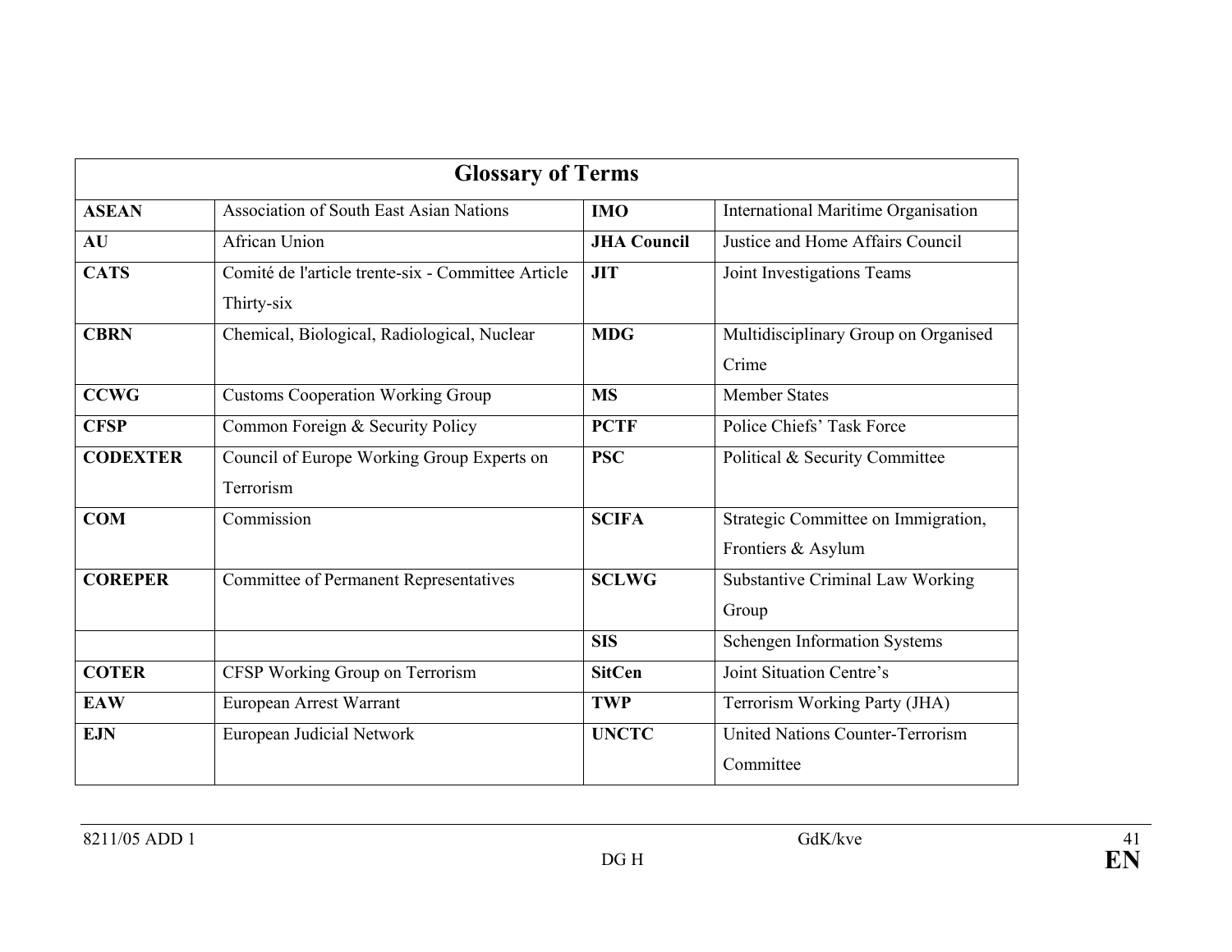| Glossary of Terms | | | |
|---|---|---|---|
| **ASEAN** | Association of South East Asian Nations | **IMO** | International Maritime Organisation |
| **AU** | African Union | **JHA Council** | Justice and Home Affairs Council |
| **CATS** | Comité de l'article trente-six - Committee Article Thirty-six | **JIT** | Joint Investigations Teams |
| **CBRN** | Chemical, Biological, Radiological, Nuclear | **MDG** | Multidisciplinary Group on Organised Crime |
| **CCWG** | Customs Cooperation Working Group | **MS** | Member States |
| **CFSP** | Common Foreign & Security Policy | **PCTF** | Police Chiefs' Task Force |
| **CODEXTER** | Council of Europe Working Group Experts on Terrorism | **PSC** | Political & Security Committee |
| **COM** | Commission | **SCIFA** | Strategic Committee on Immigration, Frontiers & Asylum |
| **COREPER** | Committee of Permanent Representatives | **SCLWG** | Substantive Criminal Law Working Group |
| | | **SIS** | Schengen Information Systems |
| **COTER** | CFSP Working Group on Terrorism | **SitCen** | Joint Situation Centre's |
| **EAW** | European Arrest Warrant | **TWP** | Terrorism Working Party (JHA) |
| **EJN** | European Judicial Network | **UNCTC** | United Nations Counter-Terrorism Committee |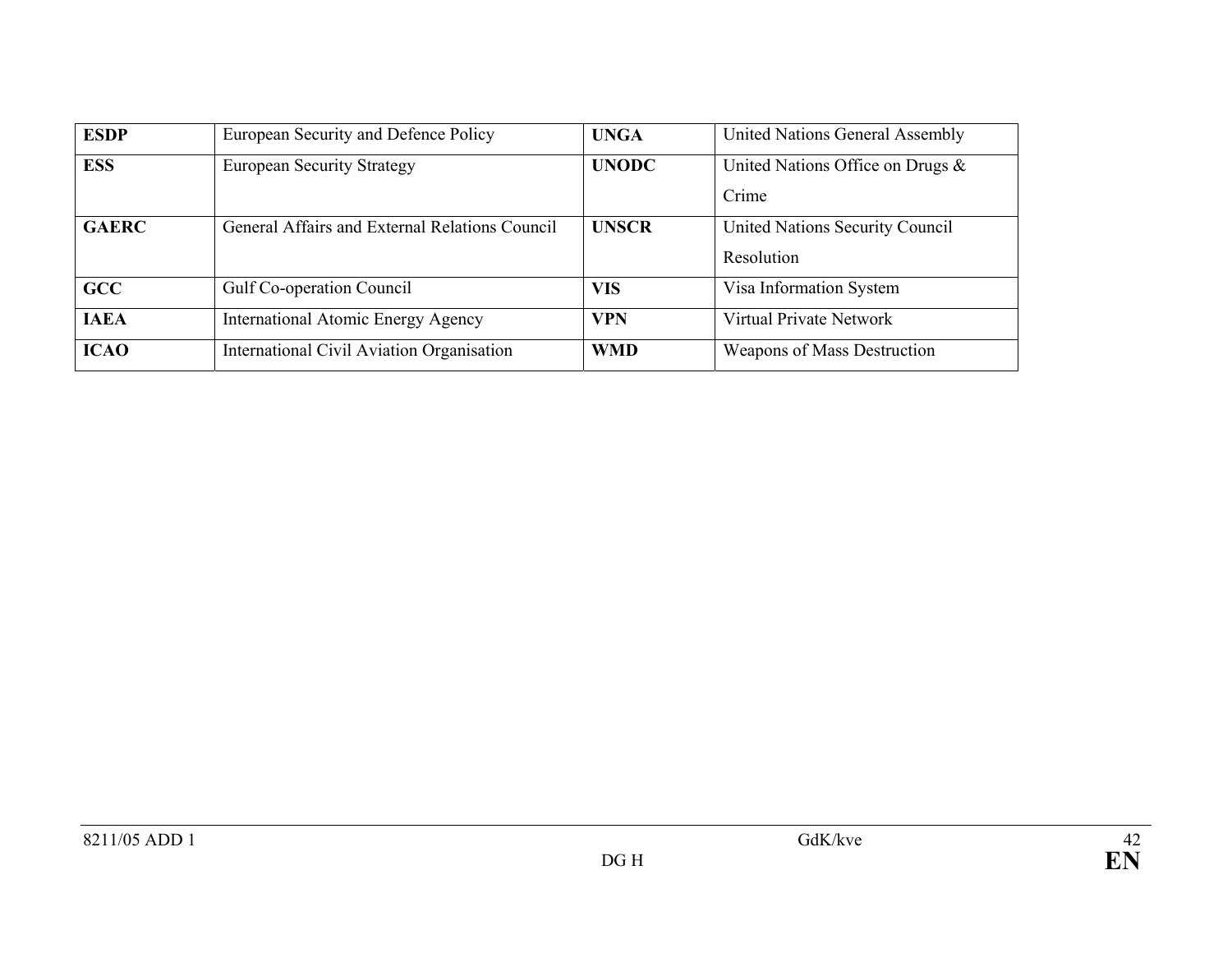| | | | |
|---|---|---|---|
| **ESDP** | European Security and Defence Policy | **UNGA** | United Nations General Assembly |
| **ESS** | European Security Strategy | **UNODC** | United Nations Office on Drugs & Crime |
| **GAERC** | General Affairs and External Relations Council | **UNSCR** | United Nations Security Council Resolution |
| **GCC** | Gulf Co-operation Council | **VIS** | Visa Information System |
| **IAEA** | International Atomic Energy Agency | **VPN** | Virtual Private Network |
| **ICAO** | International Civil Aviation Organisation | **WMD** | Weapons of Mass Destruction |